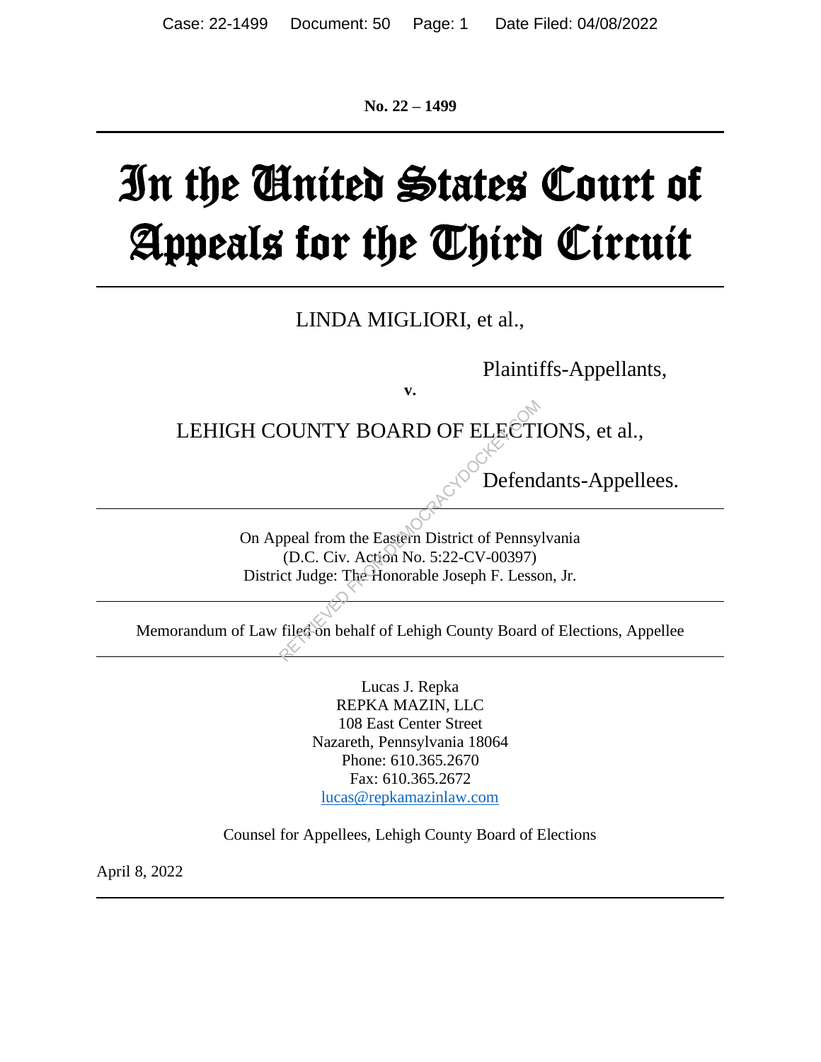**No. 22 – 1499**

# In the United States Court of Appeals for the Third Circuit

LINDA MIGLIORI, et al.,

Plaintiffs-Appellants,

**v.**

LEHIGH COUNTY BOARD OF ELECTIONS, et al.,

Defendants-Appellees.

On Appeal from the Eastern District of Pennsylvania
(D.C. Civ. Action No. 5:22-CV-00397)
District Judge: The Honorable Joseph F. Lesson, Jr.

Memorandum of Law filed on behalf of Lehigh County Board of Elections, Appellee

Lucas J. Repka
REPKA MAZIN, LLC
108 East Center Street
Nazareth, Pennsylvania 18064
Phone: 610.365.2670
Fax: 610.365.2672
lucas@repkamazinlaw.com

Counsel for Appellees, Lehigh County Board of Elections

April 8, 2022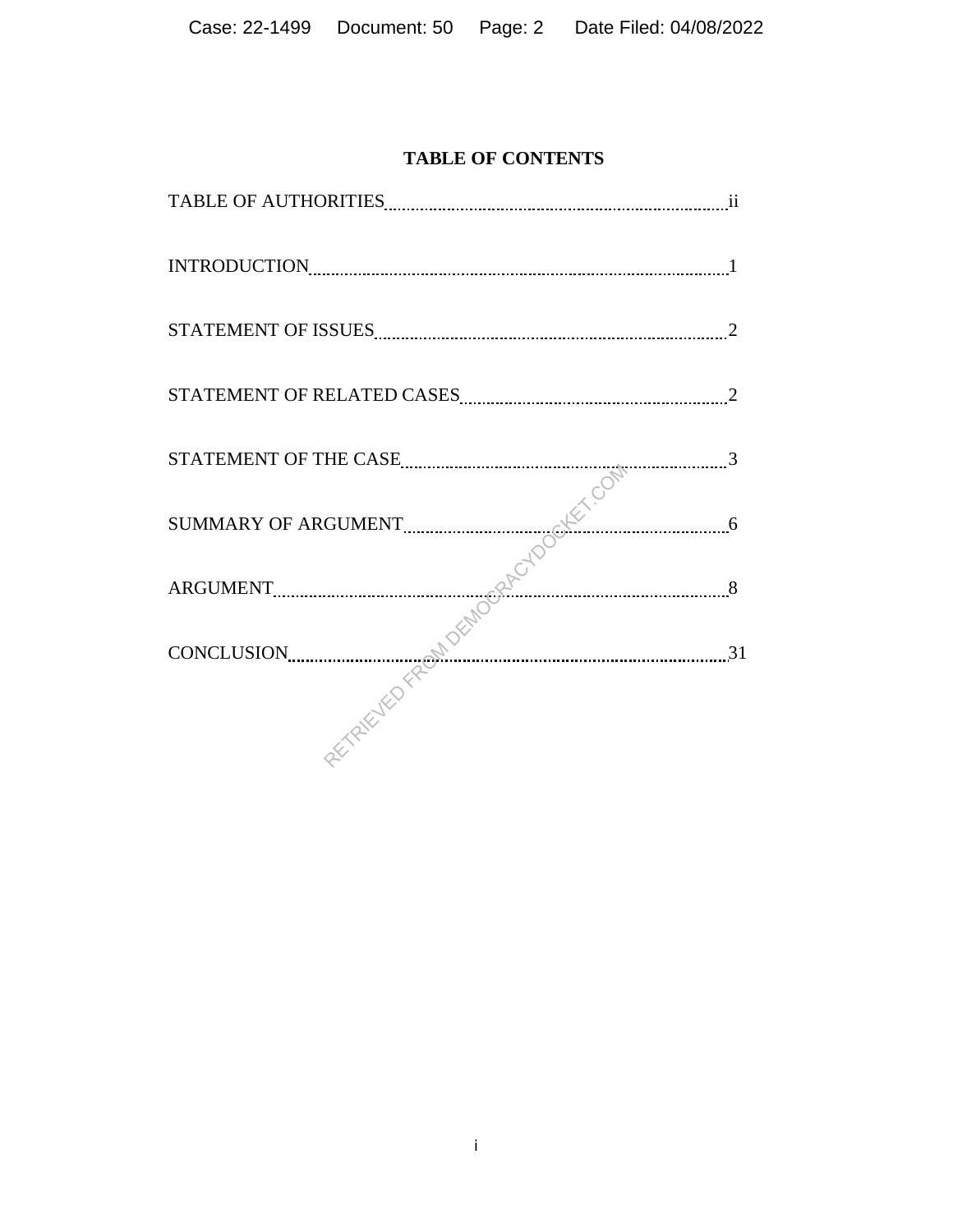**TABLE OF CONTENTS**

TABLE OF AUTHORITIES ..... ii

INTRODUCTION ..... 1

STATEMENT OF ISSUES ..... 2

STATEMENT OF RELATED CASES ..... 2

STATEMENT OF THE CASE ..... 3

SUMMARY OF ARGUMENT ..... 6

ARGUMENT ..... 8

CONCLUSION ..... 31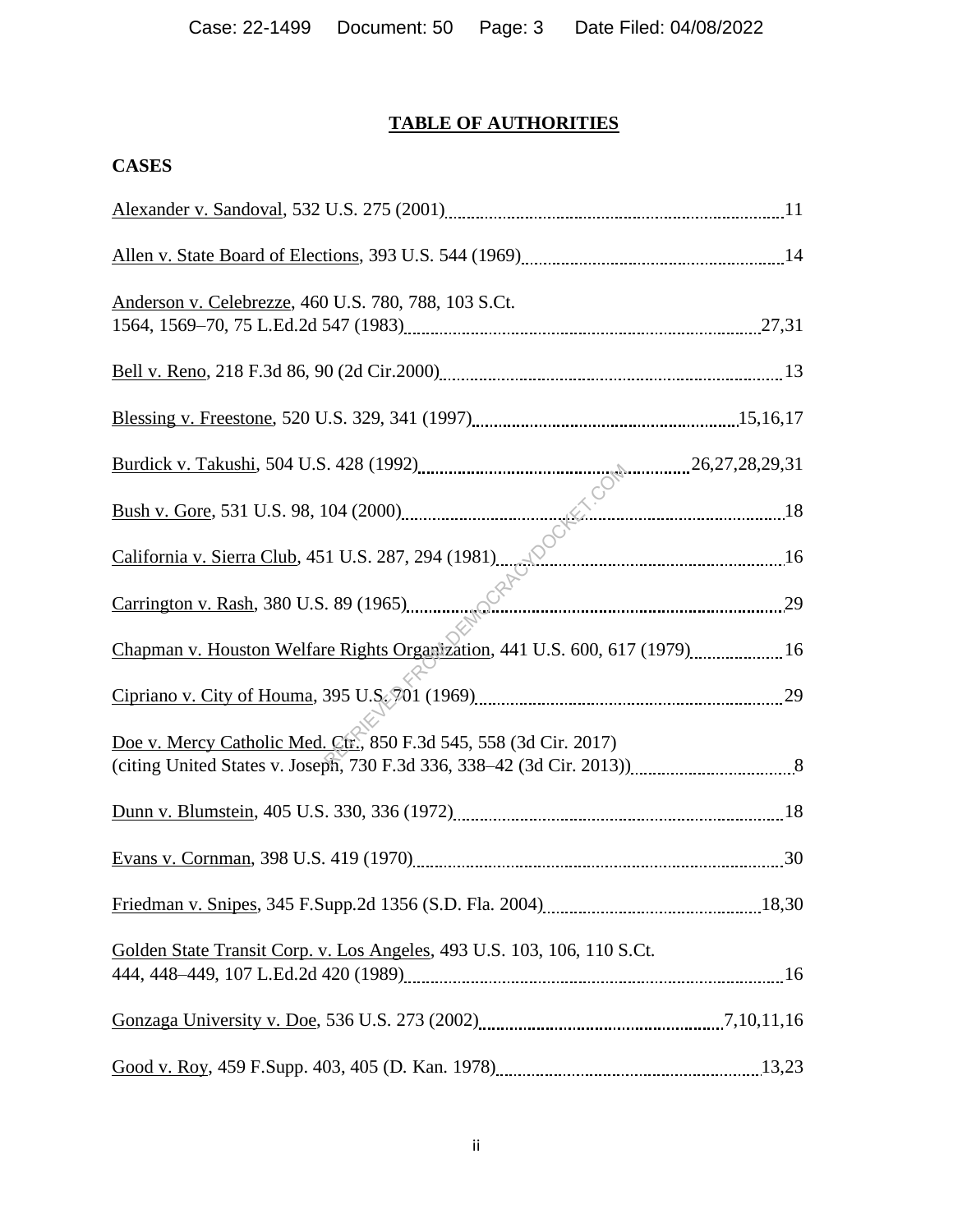## TABLE OF AUTHORITIES

### CASES

Alexander v. Sandoval, 532 U.S. 275 (2001) .......... 11

Allen v. State Board of Elections, 393 U.S. 544 (1969) .......... 14

Anderson v. Celebrezze, 460 U.S. 780, 788, 103 S.Ct. 1564, 1569–70, 75 L.Ed.2d 547 (1983) .......... 27,31

Bell v. Reno, 218 F.3d 86, 90 (2d Cir.2000) .......... 13

Blessing v. Freestone, 520 U.S. 329, 341 (1997) .......... 15,16,17

Burdick v. Takushi, 504 U.S. 428 (1992) .......... 26,27,28,29,31

Bush v. Gore, 531 U.S. 98, 104 (2000) .......... 18

California v. Sierra Club, 451 U.S. 287, 294 (1981) .......... 16

Carrington v. Rash, 380 U.S. 89 (1965) .......... 29

Chapman v. Houston Welfare Rights Organization, 441 U.S. 600, 617 (1979) .......... 16

Cipriano v. City of Houma, 395 U.S. 701 (1969) .......... 29

Doe v. Mercy Catholic Med. Ctr., 850 F.3d 545, 558 (3d Cir. 2017) (citing United States v. Joseph, 730 F.3d 336, 338–42 (3d Cir. 2013)) .......... 8

Dunn v. Blumstein, 405 U.S. 330, 336 (1972) .......... 18

Evans v. Cornman, 398 U.S. 419 (1970) .......... 30

Friedman v. Snipes, 345 F.Supp.2d 1356 (S.D. Fla. 2004) .......... 18,30

Golden State Transit Corp. v. Los Angeles, 493 U.S. 103, 106, 110 S.Ct. 444, 448–449, 107 L.Ed.2d 420 (1989) .......... 16

Gonzaga University v. Doe, 536 U.S. 273 (2002) .......... 7,10,11,16

Good v. Roy, 459 F.Supp. 403, 405 (D. Kan. 1978) .......... 13,23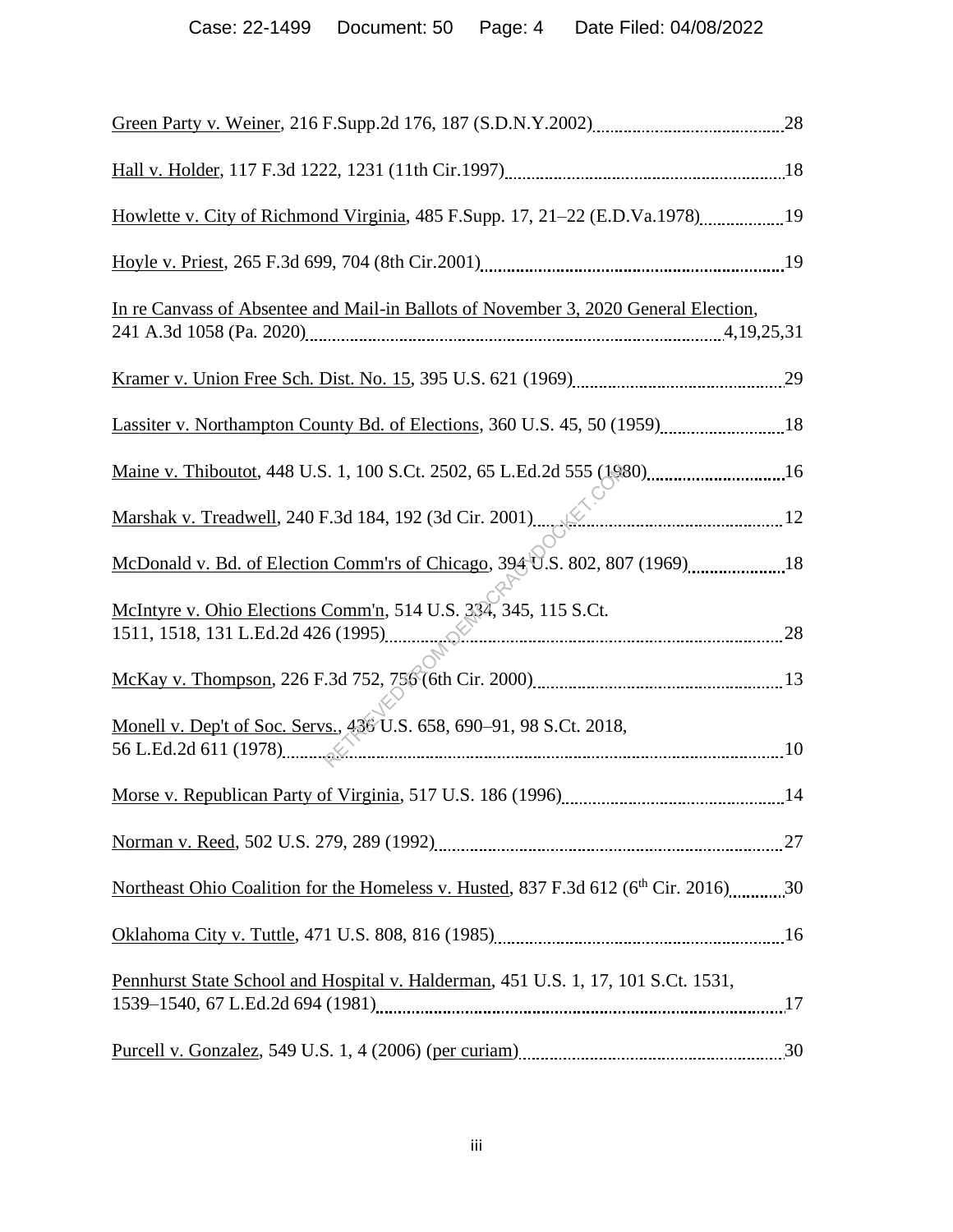Green Party v. Weiner, 216 F.Supp.2d 176, 187 (S.D.N.Y.2002) 28

Hall v. Holder, 117 F.3d 1222, 1231 (11th Cir.1997) 18

Howlette v. City of Richmond Virginia, 485 F.Supp. 17, 21–22 (E.D.Va.1978) 19

Hoyle v. Priest, 265 F.3d 699, 704 (8th Cir.2001) 19

In re Canvass of Absentee and Mail-in Ballots of November 3, 2020 General Election, 241 A.3d 1058 (Pa. 2020) 4,19,25,31

Kramer v. Union Free Sch. Dist. No. 15, 395 U.S. 621 (1969) 29

Lassiter v. Northampton County Bd. of Elections, 360 U.S. 45, 50 (1959) 18

Maine v. Thiboutot, 448 U.S. 1, 100 S.Ct. 2502, 65 L.Ed.2d 555 (1980) 16

Marshak v. Treadwell, 240 F.3d 184, 192 (3d Cir. 2001) 12

McDonald v. Bd. of Election Comm'rs of Chicago, 394 U.S. 802, 807 (1969) 18

McIntyre v. Ohio Elections Comm'n, 514 U.S. 334, 345, 115 S.Ct. 1511, 1518, 131 L.Ed.2d 426 (1995) 28

McKay v. Thompson, 226 F.3d 752, 756 (6th Cir. 2000) 13

Monell v. Dep't of Soc. Servs., 436 U.S. 658, 690–91, 98 S.Ct. 2018, 56 L.Ed.2d 611 (1978) 10

Morse v. Republican Party of Virginia, 517 U.S. 186 (1996) 14

Norman v. Reed, 502 U.S. 279, 289 (1992) 27

Northeast Ohio Coalition for the Homeless v. Husted, 837 F.3d 612 (6th Cir. 2016) 30

Oklahoma City v. Tuttle, 471 U.S. 808, 816 (1985) 16

Pennhurst State School and Hospital v. Halderman, 451 U.S. 1, 17, 101 S.Ct. 1531, 1539–1540, 67 L.Ed.2d 694 (1981) 17

Purcell v. Gonzalez, 549 U.S. 1, 4 (2006) (per curiam) 30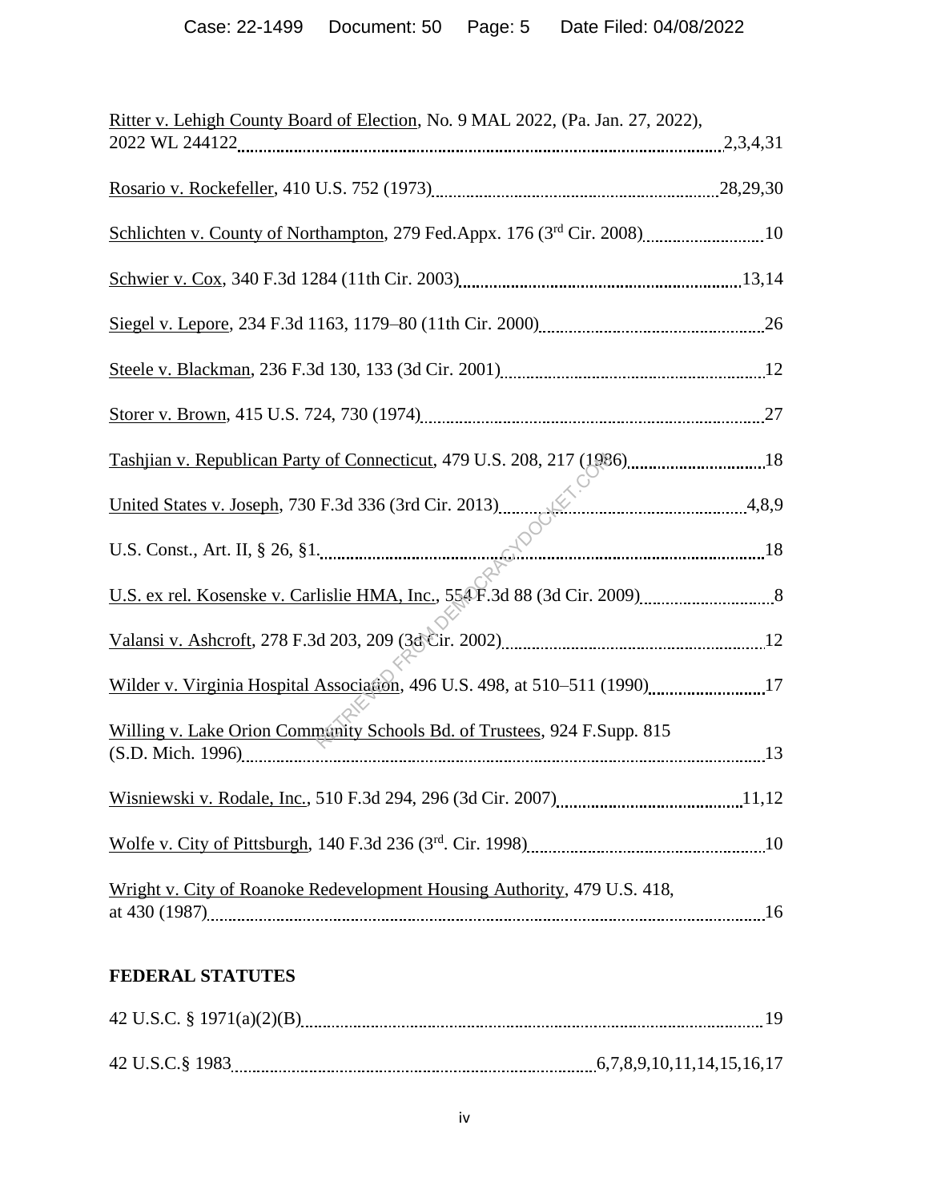Ritter v. Lehigh County Board of Election, No. 9 MAL 2022, (Pa. Jan. 27, 2022), 2022 WL 244122 ........................ 2,3,4,31

Rosario v. Rockefeller, 410 U.S. 752 (1973) ........................ 28,29,30

Schlichten v. County of Northampton, 279 Fed.Appx. 176 (3rd Cir. 2008) ........................ 10

Schwier v. Cox, 340 F.3d 1284 (11th Cir. 2003) ........................ 13,14

Siegel v. Lepore, 234 F.3d 1163, 1179–80 (11th Cir. 2000) ........................ 26

Steele v. Blackman, 236 F.3d 130, 133 (3d Cir. 2001) ........................ 12

Storer v. Brown, 415 U.S. 724, 730 (1974) ........................ 27

Tashjian v. Republican Party of Connecticut, 479 U.S. 208, 217 (1986) ........................ 18

United States v. Joseph, 730 F.3d 336 (3rd Cir. 2013) ........................ 4,8,9

U.S. Const., Art. II, § 26, §1. ........................ 18

U.S. ex rel. Kosenske v. Carlislie HMA, Inc., 554 F.3d 88 (3d Cir. 2009) ........................ 8

Valansi v. Ashcroft, 278 F.3d 203, 209 (3d Cir. 2002) ........................ 12

Wilder v. Virginia Hospital Association, 496 U.S. 498, at 510–511 (1990) ........................ 17

Willing v. Lake Orion Community Schools Bd. of Trustees, 924 F.Supp. 815 (S.D. Mich. 1996) ........................ 13

Wisniewski v. Rodale, Inc., 510 F.3d 294, 296 (3d Cir. 2007) ........................ 11,12

Wolfe v. City of Pittsburgh, 140 F.3d 236 (3rd. Cir. 1998) ........................ 10

Wright v. City of Roanoke Redevelopment Housing Authority, 479 U.S. 418, at 430 (1987) ........................ 16

**FEDERAL STATUTES**

42 U.S.C. § 1971(a)(2)(B) ........................ 19

42 U.S.C.§ 1983 ........................ 6,7,8,9,10,11,14,15,16,17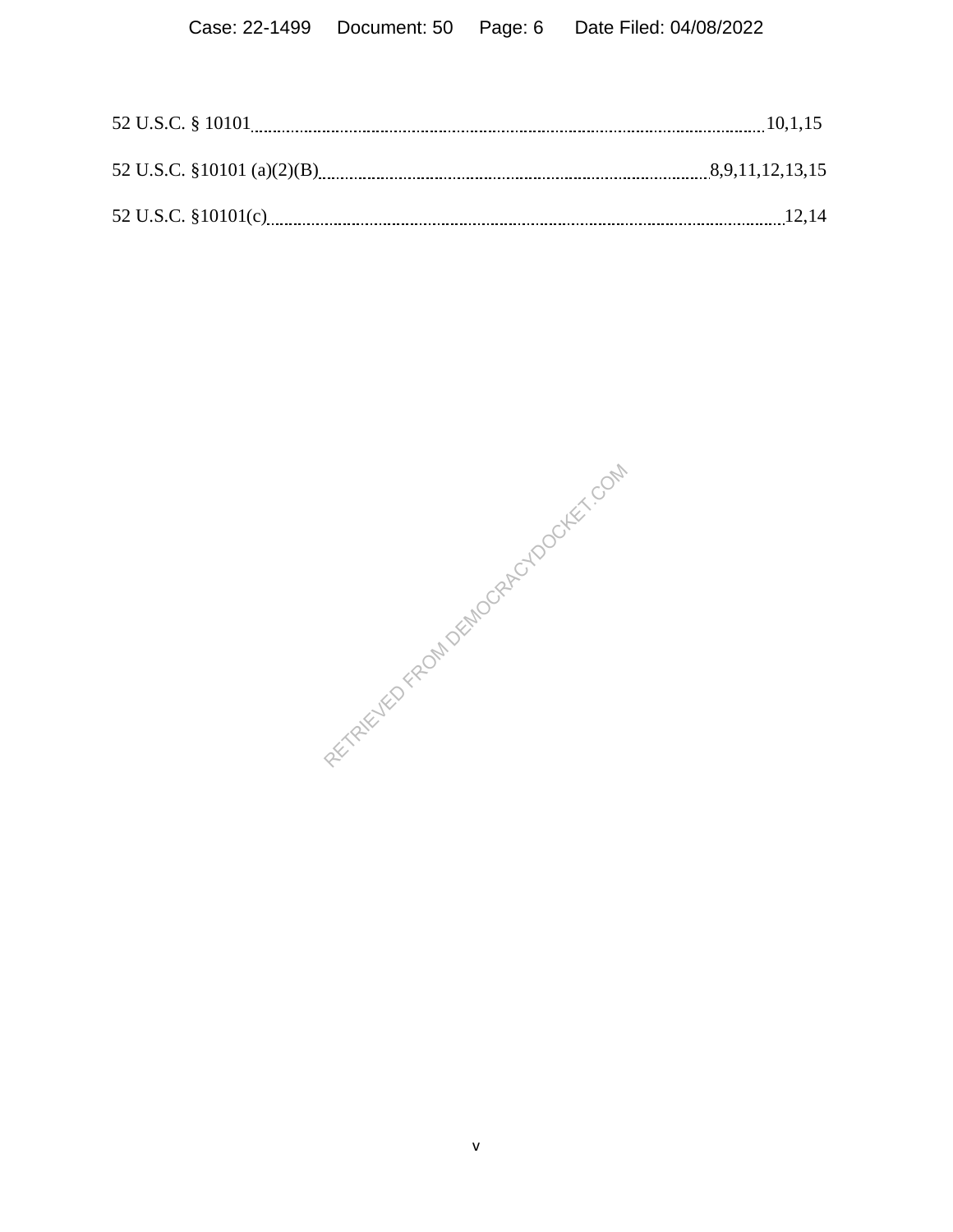52 U.S.C. § 10101 .......... 10,1,15

52 U.S.C. §10101 (a)(2)(B) .......... 8,9,11,12,13,15

52 U.S.C. §10101(c) .......... 12,14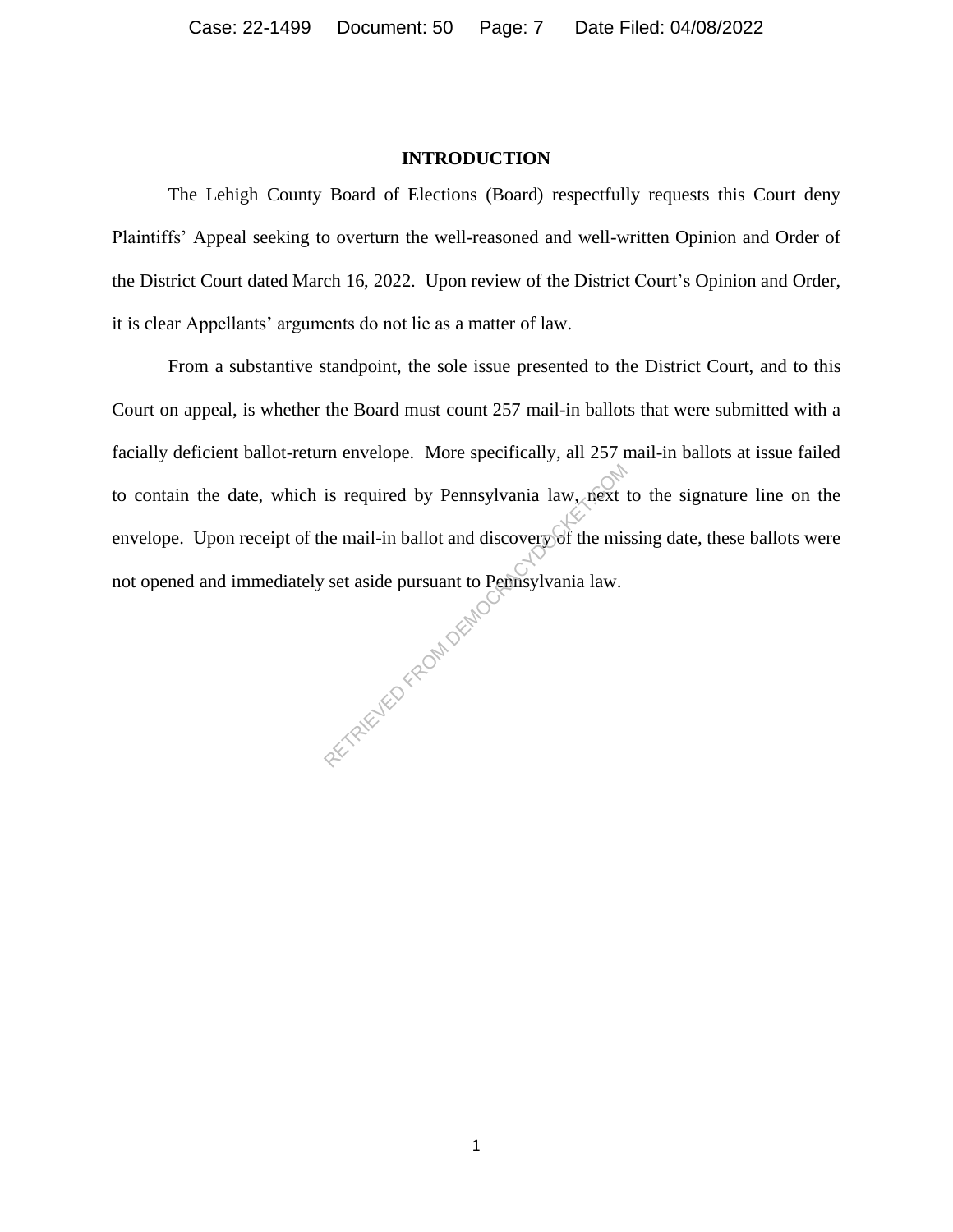## INTRODUCTION

The Lehigh County Board of Elections (Board) respectfully requests this Court deny Plaintiffs' Appeal seeking to overturn the well-reasoned and well-written Opinion and Order of the District Court dated March 16, 2022. Upon review of the District Court's Opinion and Order, it is clear Appellants' arguments do not lie as a matter of law.

From a substantive standpoint, the sole issue presented to the District Court, and to this Court on appeal, is whether the Board must count 257 mail-in ballots that were submitted with a facially deficient ballot-return envelope. More specifically, all 257 mail-in ballots at issue failed to contain the date, which is required by Pennsylvania law, next to the signature line on the envelope. Upon receipt of the mail-in ballot and discovery of the missing date, these ballots were not opened and immediately set aside pursuant to Pennsylvania law.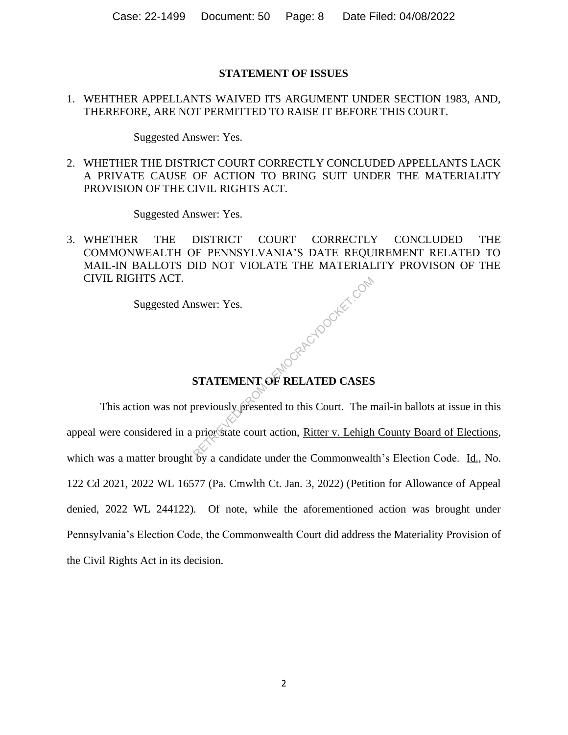## STATEMENT OF ISSUES

1. WEHTHER APPELLANTS WAIVED ITS ARGUMENT UNDER SECTION 1983, AND, THEREFORE, ARE NOT PERMITTED TO RAISE IT BEFORE THIS COURT.

   Suggested Answer: Yes.

2. WHETHER THE DISTRICT COURT CORRECTLY CONCLUDED APPELLANTS LACK A PRIVATE CAUSE OF ACTION TO BRING SUIT UNDER THE MATERIALITY PROVISION OF THE CIVIL RIGHTS ACT.

   Suggested Answer: Yes.

3. WHETHER THE DISTRICT COURT CORRECTLY CONCLUDED THE COMMONWEALTH OF PENNSYLVANIA'S DATE REQUIREMENT RELATED TO MAIL-IN BALLOTS DID NOT VIOLATE THE MATERIALITY PROVISON OF THE CIVIL RIGHTS ACT.

   Suggested Answer: Yes.

## STATEMENT OF RELATED CASES

This action was not previously presented to this Court. The mail-in ballots at issue in this appeal were considered in a prior state court action, Ritter v. Lehigh County Board of Elections, which was a matter brought by a candidate under the Commonwealth's Election Code. Id., No. 122 Cd 2021, 2022 WL 16577 (Pa. Cmwlth Ct. Jan. 3, 2022) (Petition for Allowance of Appeal denied, 2022 WL 244122). Of note, while the aforementioned action was brought under Pennsylvania's Election Code, the Commonwealth Court did address the Materiality Provision of the Civil Rights Act in its decision.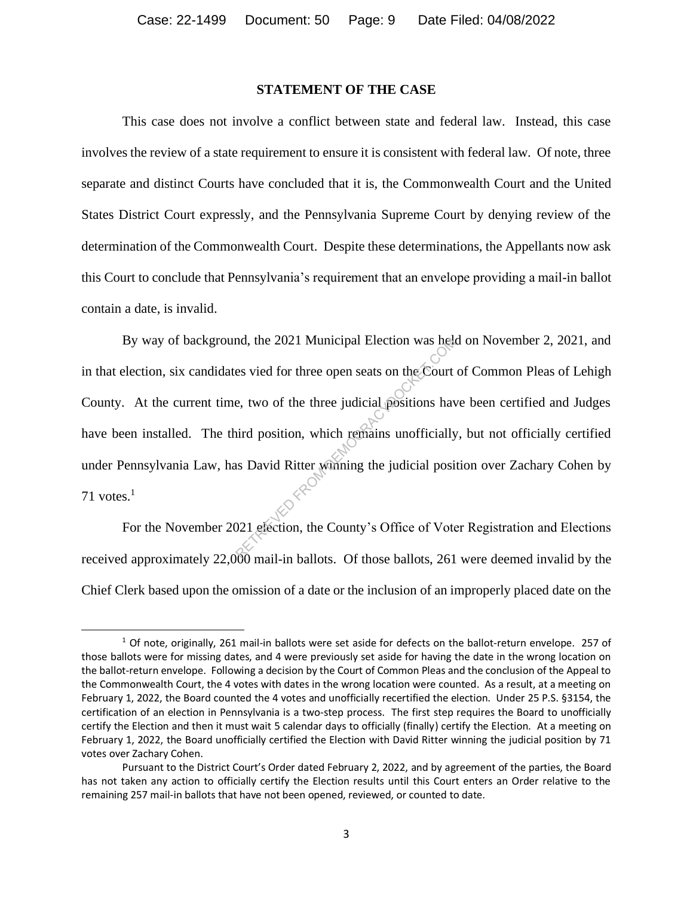## STATEMENT OF THE CASE

This case does not involve a conflict between state and federal law. Instead, this case involves the review of a state requirement to ensure it is consistent with federal law. Of note, three separate and distinct Courts have concluded that it is, the Commonwealth Court and the United States District Court expressly, and the Pennsylvania Supreme Court by denying review of the determination of the Commonwealth Court. Despite these determinations, the Appellants now ask this Court to conclude that Pennsylvania's requirement that an envelope providing a mail-in ballot contain a date, is invalid.

By way of background, the 2021 Municipal Election was held on November 2, 2021, and in that election, six candidates vied for three open seats on the Court of Common Pleas of Lehigh County. At the current time, two of the three judicial positions have been certified and Judges have been installed. The third position, which remains unofficially, but not officially certified under Pennsylvania Law, has David Ritter winning the judicial position over Zachary Cohen by 71 votes.[1]

For the November 2021 election, the County's Office of Voter Registration and Elections received approximately 22,000 mail-in ballots. Of those ballots, 261 were deemed invalid by the Chief Clerk based upon the omission of a date or the inclusion of an improperly placed date on the

[1] Of note, originally, 261 mail-in ballots were set aside for defects on the ballot-return envelope. 257 of those ballots were for missing dates, and 4 were previously set aside for having the date in the wrong location on the ballot-return envelope. Following a decision by the Court of Common Pleas and the conclusion of the Appeal to the Commonwealth Court, the 4 votes with dates in the wrong location were counted. As a result, at a meeting on February 1, 2022, the Board counted the 4 votes and unofficially recertified the election. Under 25 P.S. §3154, the certification of an election in Pennsylvania is a two-step process. The first step requires the Board to unofficially certify the Election and then it must wait 5 calendar days to officially (finally) certify the Election. At a meeting on February 1, 2022, the Board unofficially certified the Election with David Ritter winning the judicial position by 71 votes over Zachary Cohen.

Pursuant to the District Court's Order dated February 2, 2022, and by agreement of the parties, the Board has not taken any action to officially certify the Election results until this Court enters an Order relative to the remaining 257 mail-in ballots that have not been opened, reviewed, or counted to date.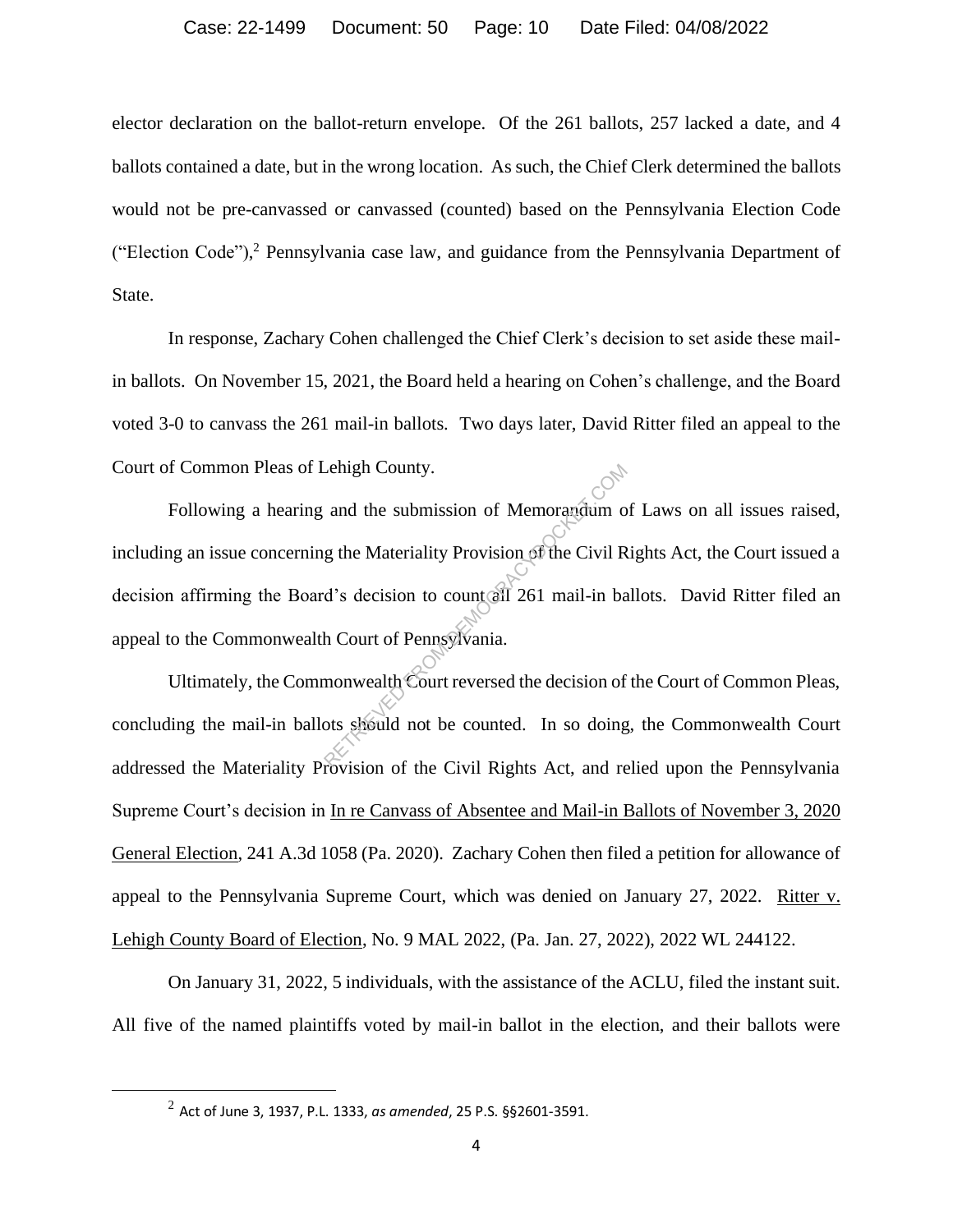elector declaration on the ballot-return envelope. Of the 261 ballots, 257 lacked a date, and 4 ballots contained a date, but in the wrong location. As such, the Chief Clerk determined the ballots would not be pre-canvassed or canvassed (counted) based on the Pennsylvania Election Code ("Election Code"),[2] Pennsylvania case law, and guidance from the Pennsylvania Department of State.

In response, Zachary Cohen challenged the Chief Clerk's decision to set aside these mail-in ballots. On November 15, 2021, the Board held a hearing on Cohen's challenge, and the Board voted 3-0 to canvass the 261 mail-in ballots. Two days later, David Ritter filed an appeal to the Court of Common Pleas of Lehigh County.

Following a hearing and the submission of Memorandum of Laws on all issues raised, including an issue concerning the Materiality Provision of the Civil Rights Act, the Court issued a decision affirming the Board's decision to count all 261 mail-in ballots. David Ritter filed an appeal to the Commonwealth Court of Pennsylvania.

Ultimately, the Commonwealth Court reversed the decision of the Court of Common Pleas, concluding the mail-in ballots should not be counted. In so doing, the Commonwealth Court addressed the Materiality Provision of the Civil Rights Act, and relied upon the Pennsylvania Supreme Court's decision in In re Canvass of Absentee and Mail-in Ballots of November 3, 2020 General Election, 241 A.3d 1058 (Pa. 2020). Zachary Cohen then filed a petition for allowance of appeal to the Pennsylvania Supreme Court, which was denied on January 27, 2022. Ritter v. Lehigh County Board of Election, No. 9 MAL 2022, (Pa. Jan. 27, 2022), 2022 WL 244122.

On January 31, 2022, 5 individuals, with the assistance of the ACLU, filed the instant suit. All five of the named plaintiffs voted by mail-in ballot in the election, and their ballots were

[2] Act of June 3, 1937, P.L. 1333, *as amended*, 25 P.S. §§2601-3591.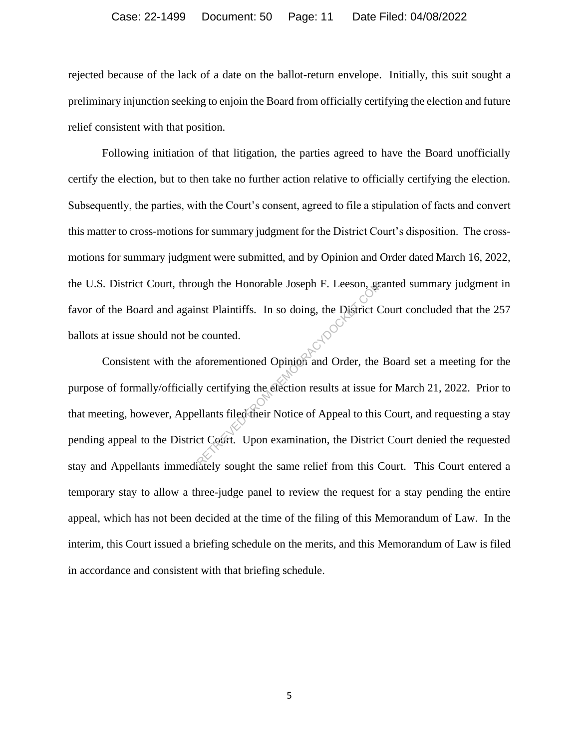rejected because of the lack of a date on the ballot-return envelope. Initially, this suit sought a preliminary injunction seeking to enjoin the Board from officially certifying the election and future relief consistent with that position.

Following initiation of that litigation, the parties agreed to have the Board unofficially certify the election, but to then take no further action relative to officially certifying the election. Subsequently, the parties, with the Court's consent, agreed to file a stipulation of facts and convert this matter to cross-motions for summary judgment for the District Court's disposition. The cross-motions for summary judgment were submitted, and by Opinion and Order dated March 16, 2022, the U.S. District Court, through the Honorable Joseph F. Leeson, granted summary judgment in favor of the Board and against Plaintiffs. In so doing, the District Court concluded that the 257 ballots at issue should not be counted.

Consistent with the aforementioned Opinion and Order, the Board set a meeting for the purpose of formally/officially certifying the election results at issue for March 21, 2022. Prior to that meeting, however, Appellants filed their Notice of Appeal to this Court, and requesting a stay pending appeal to the District Court. Upon examination, the District Court denied the requested stay and Appellants immediately sought the same relief from this Court. This Court entered a temporary stay to allow a three-judge panel to review the request for a stay pending the entire appeal, which has not been decided at the time of the filing of this Memorandum of Law. In the interim, this Court issued a briefing schedule on the merits, and this Memorandum of Law is filed in accordance and consistent with that briefing schedule.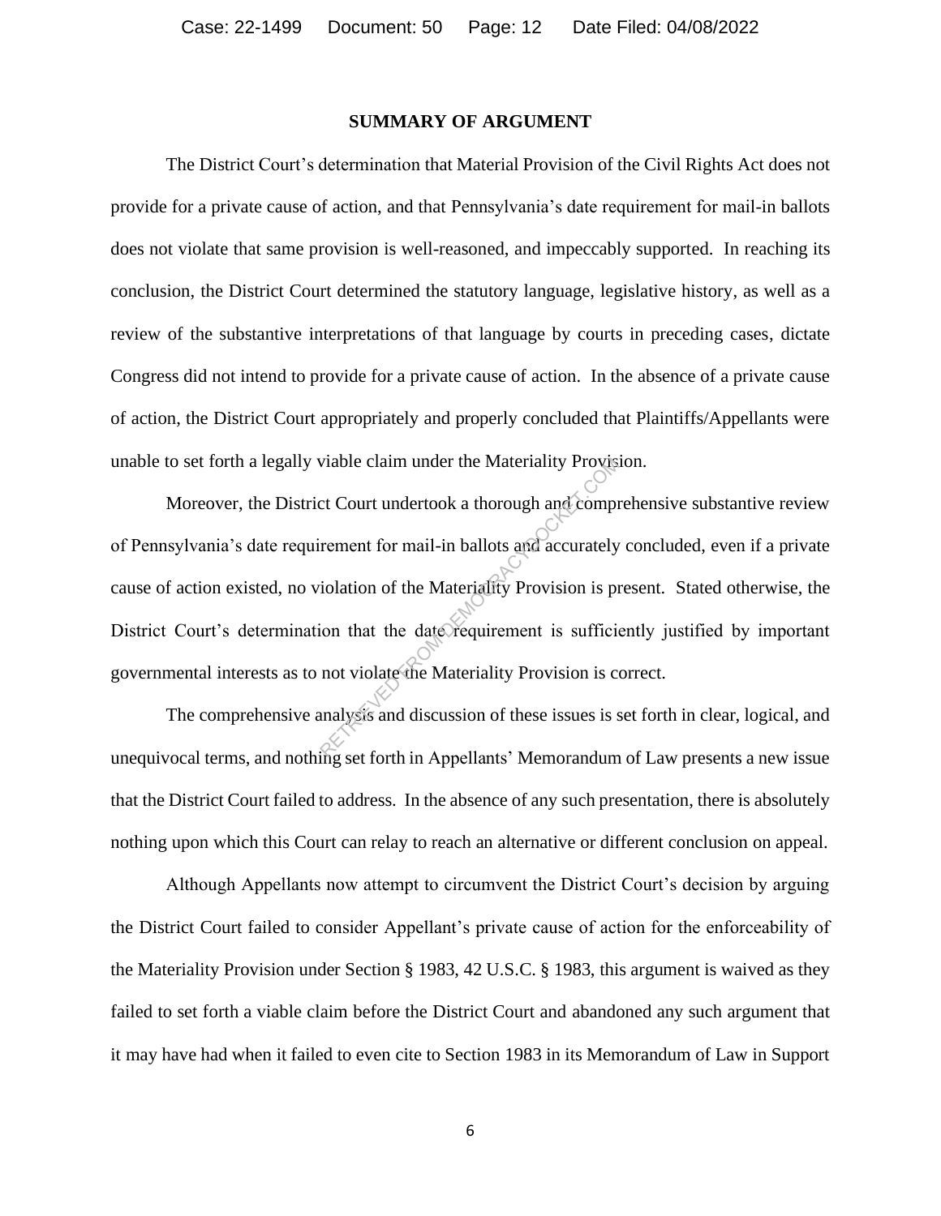## SUMMARY OF ARGUMENT

The District Court's determination that Material Provision of the Civil Rights Act does not provide for a private cause of action, and that Pennsylvania's date requirement for mail-in ballots does not violate that same provision is well-reasoned, and impeccably supported. In reaching its conclusion, the District Court determined the statutory language, legislative history, as well as a review of the substantive interpretations of that language by courts in preceding cases, dictate Congress did not intend to provide for a private cause of action. In the absence of a private cause of action, the District Court appropriately and properly concluded that Plaintiffs/Appellants were unable to set forth a legally viable claim under the Materiality Provision.

Moreover, the District Court undertook a thorough and comprehensive substantive review of Pennsylvania's date requirement for mail-in ballots and accurately concluded, even if a private cause of action existed, no violation of the Materiality Provision is present. Stated otherwise, the District Court's determination that the date requirement is sufficiently justified by important governmental interests as to not violate the Materiality Provision is correct.

The comprehensive analysis and discussion of these issues is set forth in clear, logical, and unequivocal terms, and nothing set forth in Appellants' Memorandum of Law presents a new issue that the District Court failed to address. In the absence of any such presentation, there is absolutely nothing upon which this Court can relay to reach an alternative or different conclusion on appeal.

Although Appellants now attempt to circumvent the District Court's decision by arguing the District Court failed to consider Appellant's private cause of action for the enforceability of the Materiality Provision under Section § 1983, 42 U.S.C. § 1983, this argument is waived as they failed to set forth a viable claim before the District Court and abandoned any such argument that it may have had when it failed to even cite to Section 1983 in its Memorandum of Law in Support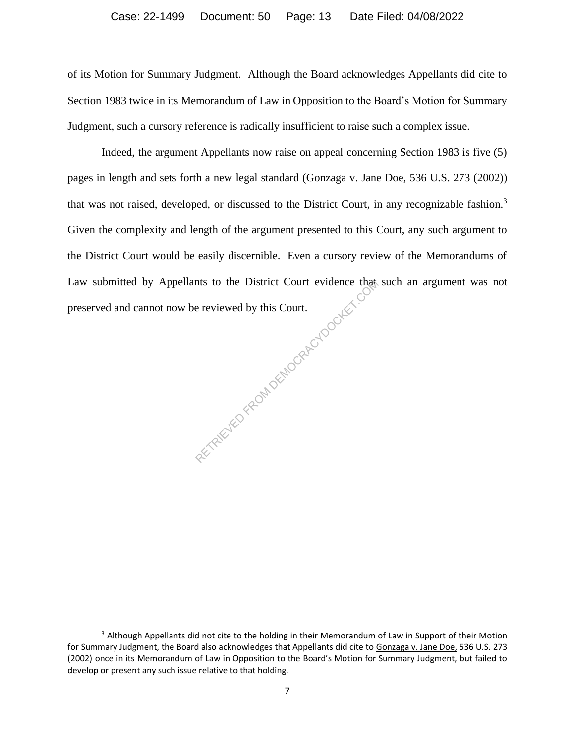of its Motion for Summary Judgment. Although the Board acknowledges Appellants did cite to Section 1983 twice in its Memorandum of Law in Opposition to the Board's Motion for Summary Judgment, such a cursory reference is radically insufficient to raise such a complex issue.

Indeed, the argument Appellants now raise on appeal concerning Section 1983 is five (5) pages in length and sets forth a new legal standard (Gonzaga v. Jane Doe, 536 U.S. 273 (2002)) that was not raised, developed, or discussed to the District Court, in any recognizable fashion.[3] Given the complexity and length of the argument presented to this Court, any such argument to the District Court would be easily discernible. Even a cursory review of the Memorandums of Law submitted by Appellants to the District Court evidence that such an argument was not preserved and cannot now be reviewed by this Court.

[3] Although Appellants did not cite to the holding in their Memorandum of Law in Support of their Motion for Summary Judgment, the Board also acknowledges that Appellants did cite to Gonzaga v. Jane Doe, 536 U.S. 273 (2002) once in its Memorandum of Law in Opposition to the Board's Motion for Summary Judgment, but failed to develop or present any such issue relative to that holding.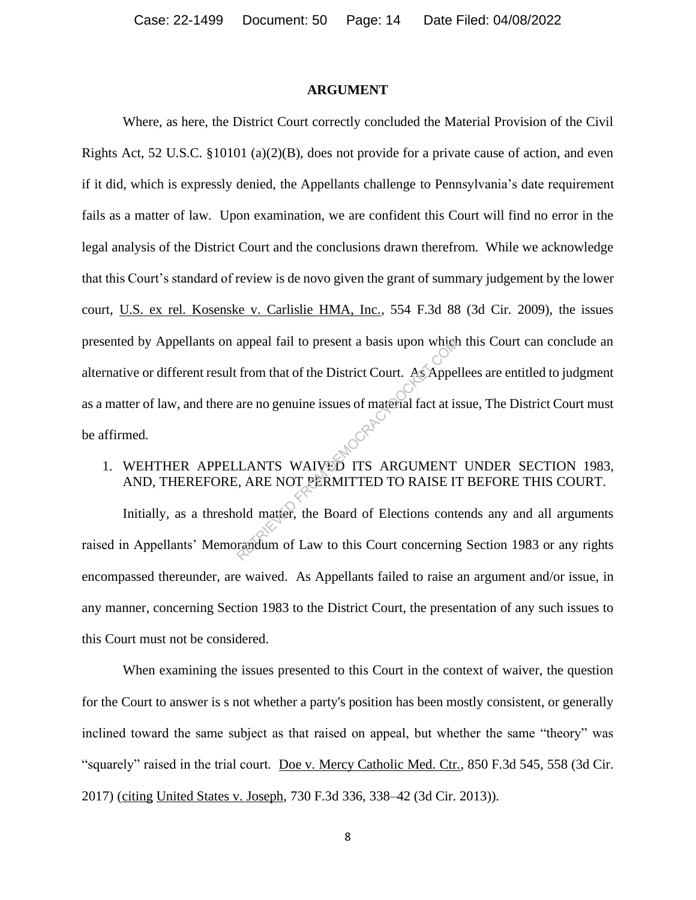## ARGUMENT

Where, as here, the District Court correctly concluded the Material Provision of the Civil Rights Act, 52 U.S.C. §10101 (a)(2)(B), does not provide for a private cause of action, and even if it did, which is expressly denied, the Appellants challenge to Pennsylvania's date requirement fails as a matter of law. Upon examination, we are confident this Court will find no error in the legal analysis of the District Court and the conclusions drawn therefrom. While we acknowledge that this Court's standard of review is de novo given the grant of summary judgement by the lower court, U.S. ex rel. Kosenske v. Carlislie HMA, Inc., 554 F.3d 88 (3d Cir. 2009), the issues presented by Appellants on appeal fail to present a basis upon which this Court can conclude an alternative or different result from that of the District Court. As Appellees are entitled to judgment as a matter of law, and there are no genuine issues of material fact at issue, The District Court must be affirmed.

1. WEHTHER APPELLANTS WAIVED ITS ARGUMENT UNDER SECTION 1983, AND, THEREFORE, ARE NOT PERMITTED TO RAISE IT BEFORE THIS COURT.

Initially, as a threshold matter, the Board of Elections contends any and all arguments raised in Appellants' Memorandum of Law to this Court concerning Section 1983 or any rights encompassed thereunder, are waived. As Appellants failed to raise an argument and/or issue, in any manner, concerning Section 1983 to the District Court, the presentation of any such issues to this Court must not be considered.

When examining the issues presented to this Court in the context of waiver, the question for the Court to answer is s not whether a party's position has been mostly consistent, or generally inclined toward the same subject as that raised on appeal, but whether the same "theory" was "squarely" raised in the trial court. Doe v. Mercy Catholic Med. Ctr., 850 F.3d 545, 558 (3d Cir. 2017) (citing United States v. Joseph, 730 F.3d 336, 338–42 (3d Cir. 2013)).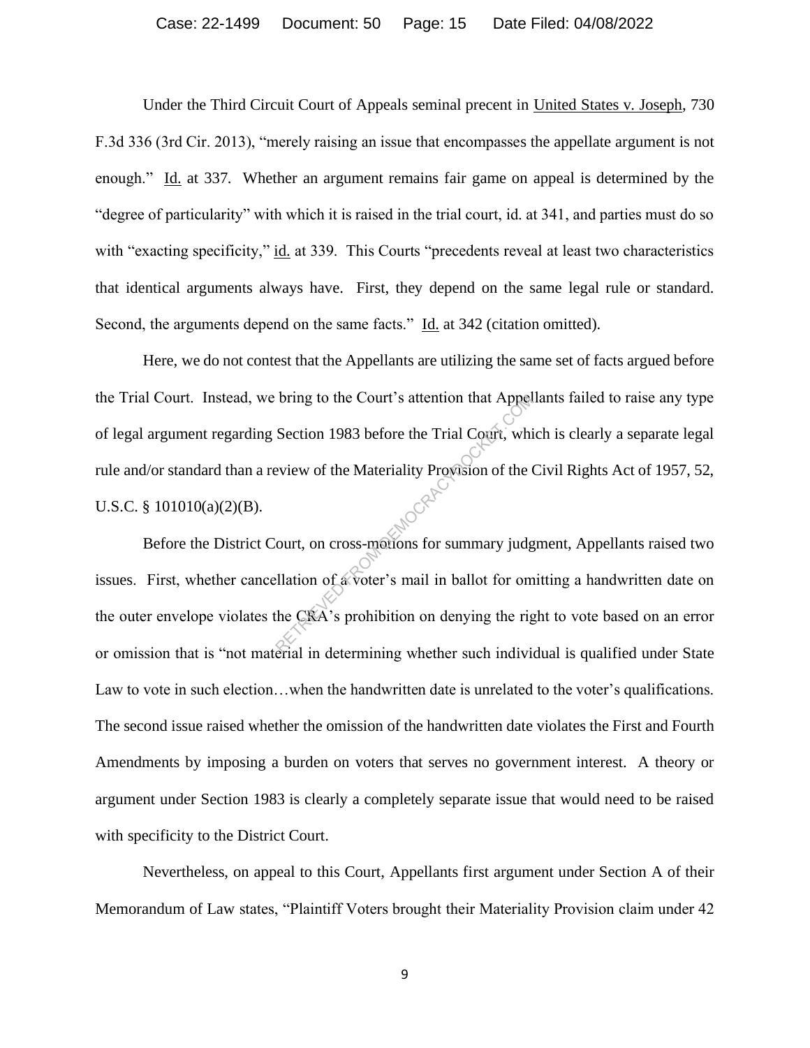Under the Third Circuit Court of Appeals seminal precent in United States v. Joseph, 730 F.3d 336 (3rd Cir. 2013), "merely raising an issue that encompasses the appellate argument is not enough." Id. at 337. Whether an argument remains fair game on appeal is determined by the "degree of particularity" with which it is raised in the trial court, id. at 341, and parties must do so with "exacting specificity," id. at 339. This Courts "precedents reveal at least two characteristics that identical arguments always have. First, they depend on the same legal rule or standard. Second, the arguments depend on the same facts." Id. at 342 (citation omitted).

Here, we do not contest that the Appellants are utilizing the same set of facts argued before the Trial Court. Instead, we bring to the Court's attention that Appellants failed to raise any type of legal argument regarding Section 1983 before the Trial Court, which is clearly a separate legal rule and/or standard than a review of the Materiality Provision of the Civil Rights Act of 1957, 52, U.S.C. § 101010(a)(2)(B).

Before the District Court, on cross-motions for summary judgment, Appellants raised two issues. First, whether cancellation of a voter's mail in ballot for omitting a handwritten date on the outer envelope violates the CRA's prohibition on denying the right to vote based on an error or omission that is "not material in determining whether such individual is qualified under State Law to vote in such election…when the handwritten date is unrelated to the voter's qualifications. The second issue raised whether the omission of the handwritten date violates the First and Fourth Amendments by imposing a burden on voters that serves no government interest. A theory or argument under Section 1983 is clearly a completely separate issue that would need to be raised with specificity to the District Court.

Nevertheless, on appeal to this Court, Appellants first argument under Section A of their Memorandum of Law states, "Plaintiff Voters brought their Materiality Provision claim under 42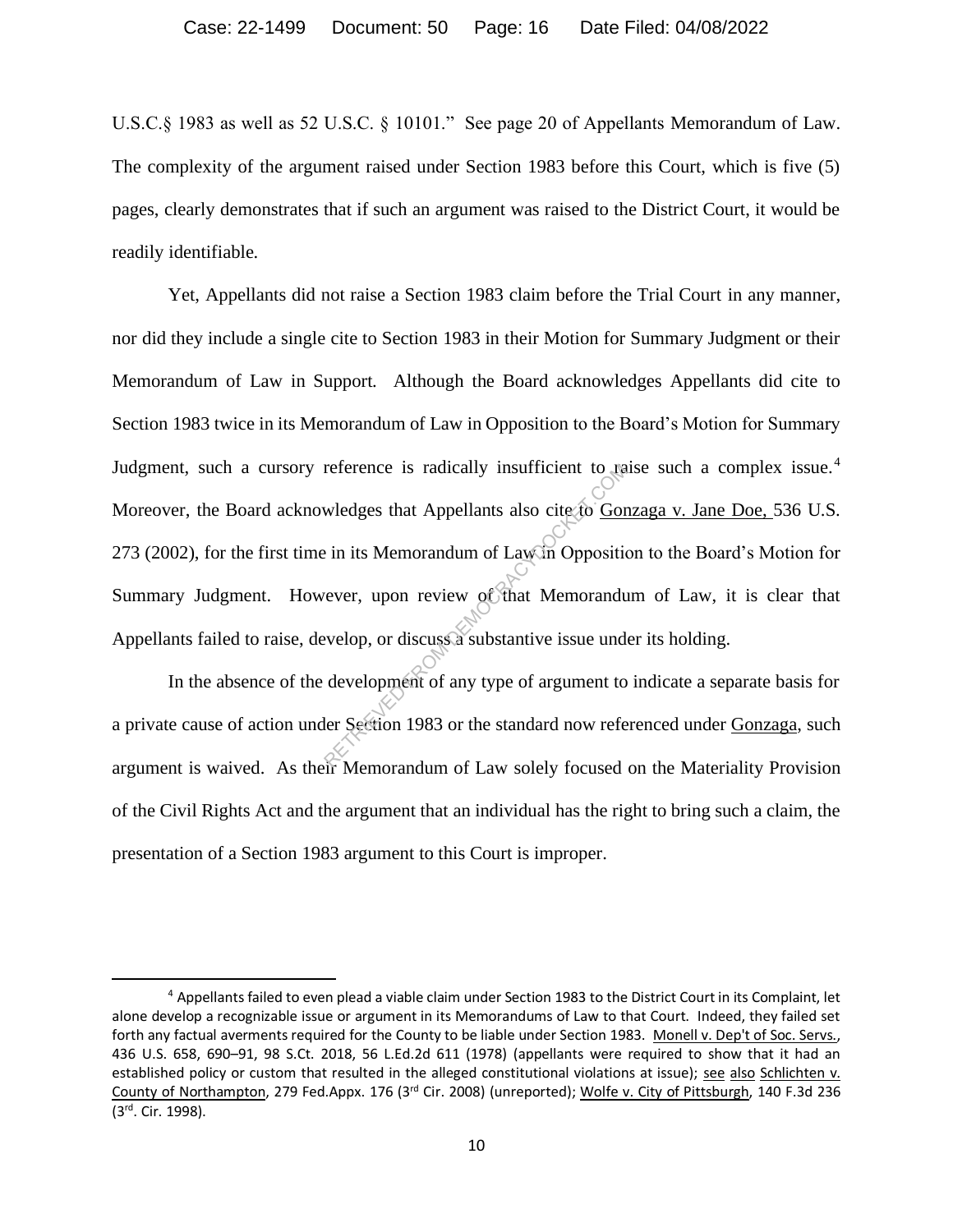U.S.C.§ 1983 as well as 52 U.S.C. § 10101." See page 20 of Appellants Memorandum of Law. The complexity of the argument raised under Section 1983 before this Court, which is five (5) pages, clearly demonstrates that if such an argument was raised to the District Court, it would be readily identifiable.

Yet, Appellants did not raise a Section 1983 claim before the Trial Court in any manner, nor did they include a single cite to Section 1983 in their Motion for Summary Judgment or their Memorandum of Law in Support. Although the Board acknowledges Appellants did cite to Section 1983 twice in its Memorandum of Law in Opposition to the Board's Motion for Summary Judgment, such a cursory reference is radically insufficient to raise such a complex issue.[4] Moreover, the Board acknowledges that Appellants also cite to Gonzaga v. Jane Doe, 536 U.S. 273 (2002), for the first time in its Memorandum of Law in Opposition to the Board's Motion for Summary Judgment. However, upon review of that Memorandum of Law, it is clear that Appellants failed to raise, develop, or discuss a substantive issue under its holding.

In the absence of the development of any type of argument to indicate a separate basis for a private cause of action under Section 1983 or the standard now referenced under Gonzaga, such argument is waived. As their Memorandum of Law solely focused on the Materiality Provision of the Civil Rights Act and the argument that an individual has the right to bring such a claim, the presentation of a Section 1983 argument to this Court is improper.

---

[4] Appellants failed to even plead a viable claim under Section 1983 to the District Court in its Complaint, let alone develop a recognizable issue or argument in its Memorandums of Law to that Court. Indeed, they failed set forth any factual averments required for the County to be liable under Section 1983. Monell v. Dep't of Soc. Servs., 436 U.S. 658, 690–91, 98 S.Ct. 2018, 56 L.Ed.2d 611 (1978) (appellants were required to show that it had an established policy or custom that resulted in the alleged constitutional violations at issue); see also Schlichten v. County of Northampton, 279 Fed.Appx. 176 (3rd Cir. 2008) (unreported); Wolfe v. City of Pittsburgh, 140 F.3d 236 (3rd. Cir. 1998).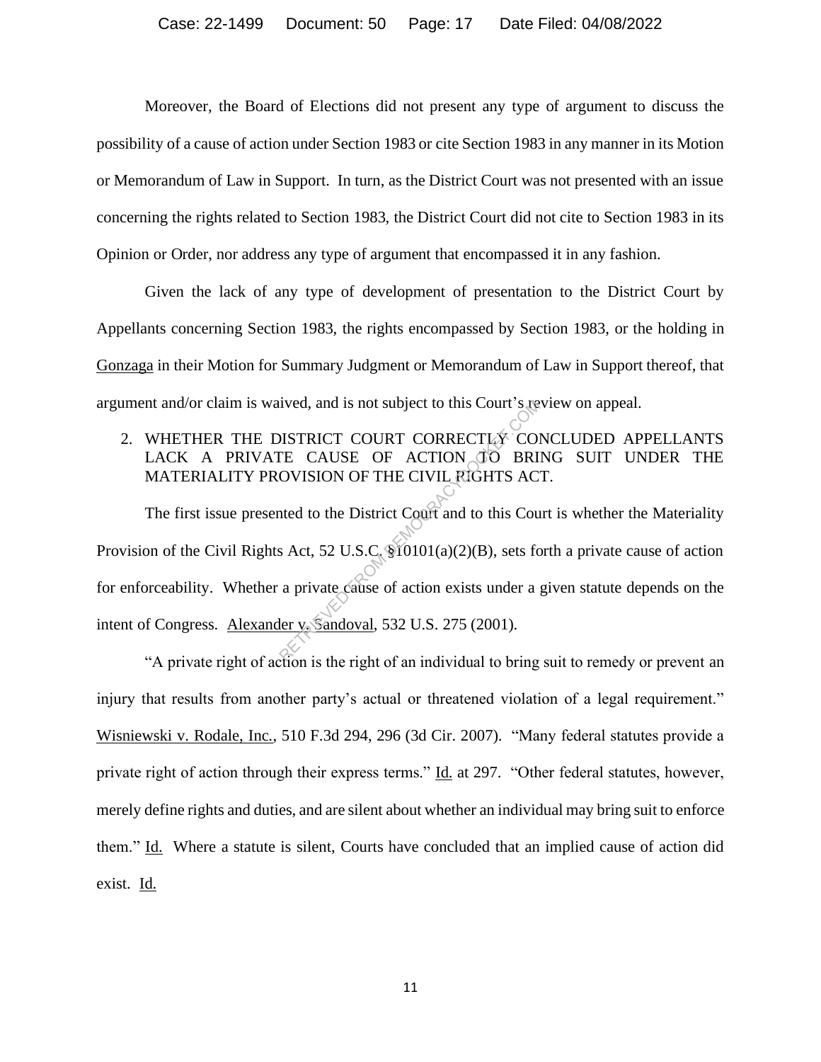Moreover, the Board of Elections did not present any type of argument to discuss the possibility of a cause of action under Section 1983 or cite Section 1983 in any manner in its Motion or Memorandum of Law in Support. In turn, as the District Court was not presented with an issue concerning the rights related to Section 1983, the District Court did not cite to Section 1983 in its Opinion or Order, nor address any type of argument that encompassed it in any fashion.

Given the lack of any type of development of presentation to the District Court by Appellants concerning Section 1983, the rights encompassed by Section 1983, or the holding in Gonzaga in their Motion for Summary Judgment or Memorandum of Law in Support thereof, that argument and/or claim is waived, and is not subject to this Court's review on appeal.

2. WHETHER THE DISTRICT COURT CORRECTLY CONCLUDED APPELLANTS LACK A PRIVATE CAUSE OF ACTION TO BRING SUIT UNDER THE MATERIALITY PROVISION OF THE CIVIL RIGHTS ACT.

The first issue presented to the District Court and to this Court is whether the Materiality Provision of the Civil Rights Act, 52 U.S.C. §10101(a)(2)(B), sets forth a private cause of action for enforceability. Whether a private cause of action exists under a given statute depends on the intent of Congress. Alexander v. Sandoval, 532 U.S. 275 (2001).

"A private right of action is the right of an individual to bring suit to remedy or prevent an injury that results from another party's actual or threatened violation of a legal requirement." Wisniewski v. Rodale, Inc., 510 F.3d 294, 296 (3d Cir. 2007). "Many federal statutes provide a private right of action through their express terms." Id. at 297. "Other federal statutes, however, merely define rights and duties, and are silent about whether an individual may bring suit to enforce them." Id. Where a statute is silent, Courts have concluded that an implied cause of action did exist. Id.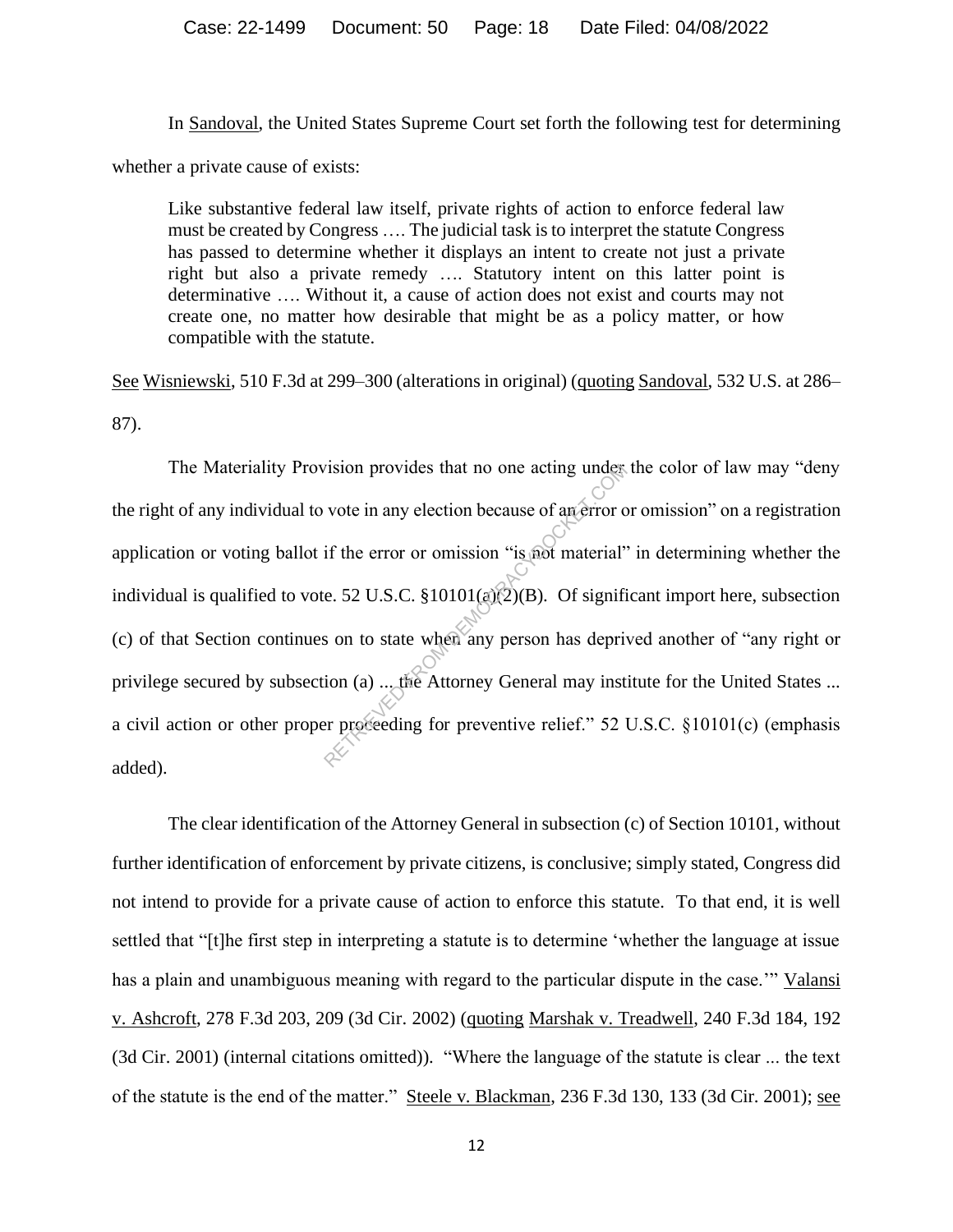In Sandoval, the United States Supreme Court set forth the following test for determining whether a private cause of exists:

> Like substantive federal law itself, private rights of action to enforce federal law must be created by Congress …. The judicial task is to interpret the statute Congress has passed to determine whether it displays an intent to create not just a private right but also a private remedy …. Statutory intent on this latter point is determinative …. Without it, a cause of action does not exist and courts may not create one, no matter how desirable that might be as a policy matter, or how compatible with the statute.

See Wisniewski, 510 F.3d at 299–300 (alterations in original) (quoting Sandoval, 532 U.S. at 286–87).

The Materiality Provision provides that no one acting under the color of law may "deny the right of any individual to vote in any election because of an error or omission" on a registration application or voting ballot if the error or omission "is not material" in determining whether the individual is qualified to vote. 52 U.S.C. §10101(a)(2)(B). Of significant import here, subsection (c) of that Section continues on to state when any person has deprived another of "any right or privilege secured by subsection (a) ... the Attorney General may institute for the United States ... a civil action or other proper proceeding for preventive relief." 52 U.S.C. §10101(c) (emphasis added).

The clear identification of the Attorney General in subsection (c) of Section 10101, without further identification of enforcement by private citizens, is conclusive; simply stated, Congress did not intend to provide for a private cause of action to enforce this statute. To that end, it is well settled that "[t]he first step in interpreting a statute is to determine 'whether the language at issue has a plain and unambiguous meaning with regard to the particular dispute in the case.'" Valansi v. Ashcroft, 278 F.3d 203, 209 (3d Cir. 2002) (quoting Marshak v. Treadwell, 240 F.3d 184, 192 (3d Cir. 2001) (internal citations omitted)). "Where the language of the statute is clear ... the text of the statute is the end of the matter." Steele v. Blackman, 236 F.3d 130, 133 (3d Cir. 2001); see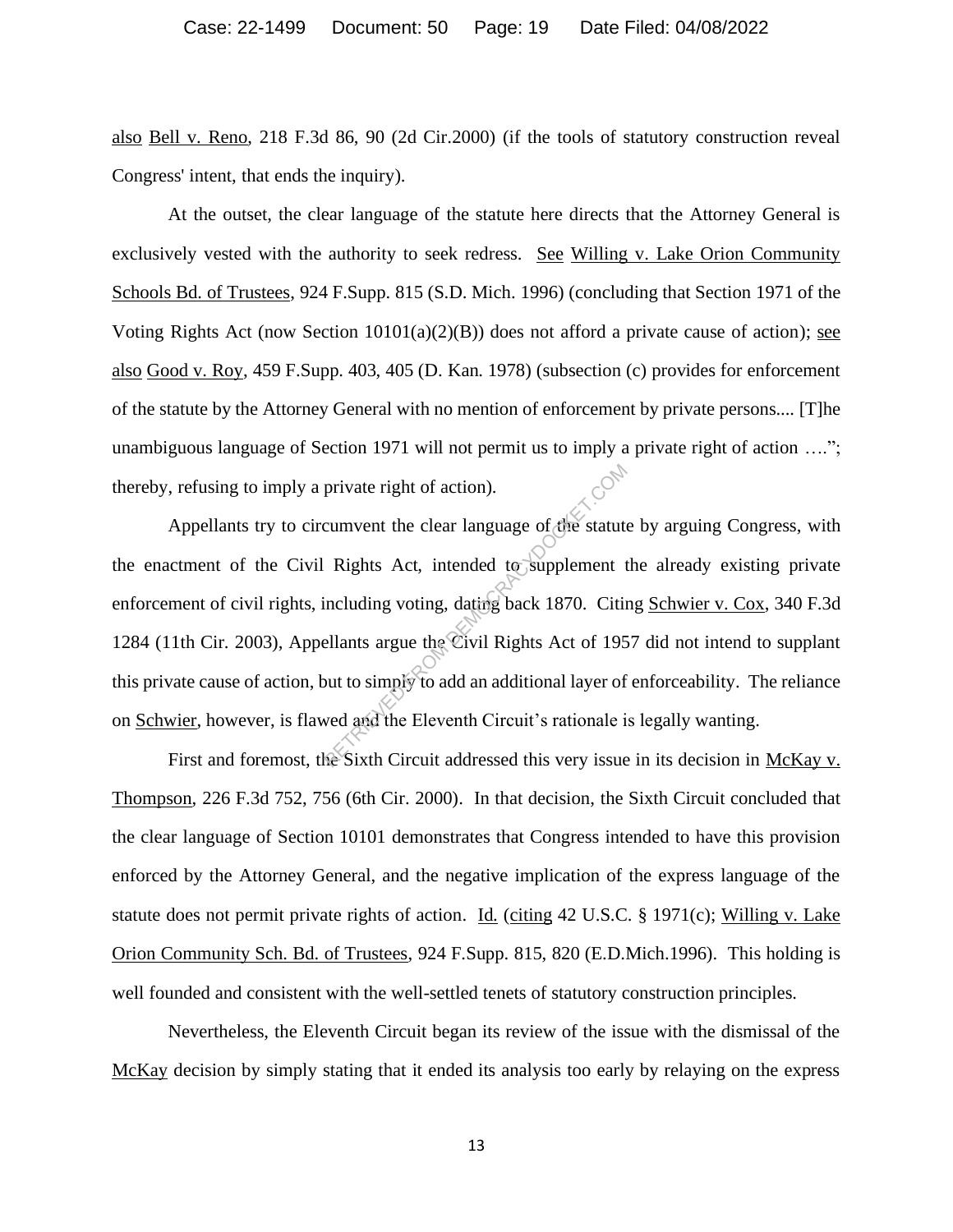also Bell v. Reno, 218 F.3d 86, 90 (2d Cir.2000) (if the tools of statutory construction reveal Congress' intent, that ends the inquiry).

At the outset, the clear language of the statute here directs that the Attorney General is exclusively vested with the authority to seek redress. See Willing v. Lake Orion Community Schools Bd. of Trustees, 924 F.Supp. 815 (S.D. Mich. 1996) (concluding that Section 1971 of the Voting Rights Act (now Section 10101(a)(2)(B)) does not afford a private cause of action); see also Good v. Roy, 459 F.Supp. 403, 405 (D. Kan. 1978) (subsection (c) provides for enforcement of the statute by the Attorney General with no mention of enforcement by private persons.... [T]he unambiguous language of Section 1971 will not permit us to imply a private right of action ….”; thereby, refusing to imply a private right of action).

Appellants try to circumvent the clear language of the statute by arguing Congress, with the enactment of the Civil Rights Act, intended to supplement the already existing private enforcement of civil rights, including voting, dating back 1870. Citing Schwier v. Cox, 340 F.3d 1284 (11th Cir. 2003), Appellants argue the Civil Rights Act of 1957 did not intend to supplant this private cause of action, but to simply to add an additional layer of enforceability. The reliance on Schwier, however, is flawed and the Eleventh Circuit's rationale is legally wanting.

First and foremost, the Sixth Circuit addressed this very issue in its decision in McKay v. Thompson, 226 F.3d 752, 756 (6th Cir. 2000). In that decision, the Sixth Circuit concluded that the clear language of Section 10101 demonstrates that Congress intended to have this provision enforced by the Attorney General, and the negative implication of the express language of the statute does not permit private rights of action. Id. (citing 42 U.S.C. § 1971(c); Willing v. Lake Orion Community Sch. Bd. of Trustees, 924 F.Supp. 815, 820 (E.D.Mich.1996). This holding is well founded and consistent with the well-settled tenets of statutory construction principles.

Nevertheless, the Eleventh Circuit began its review of the issue with the dismissal of the McKay decision by simply stating that it ended its analysis too early by relaying on the express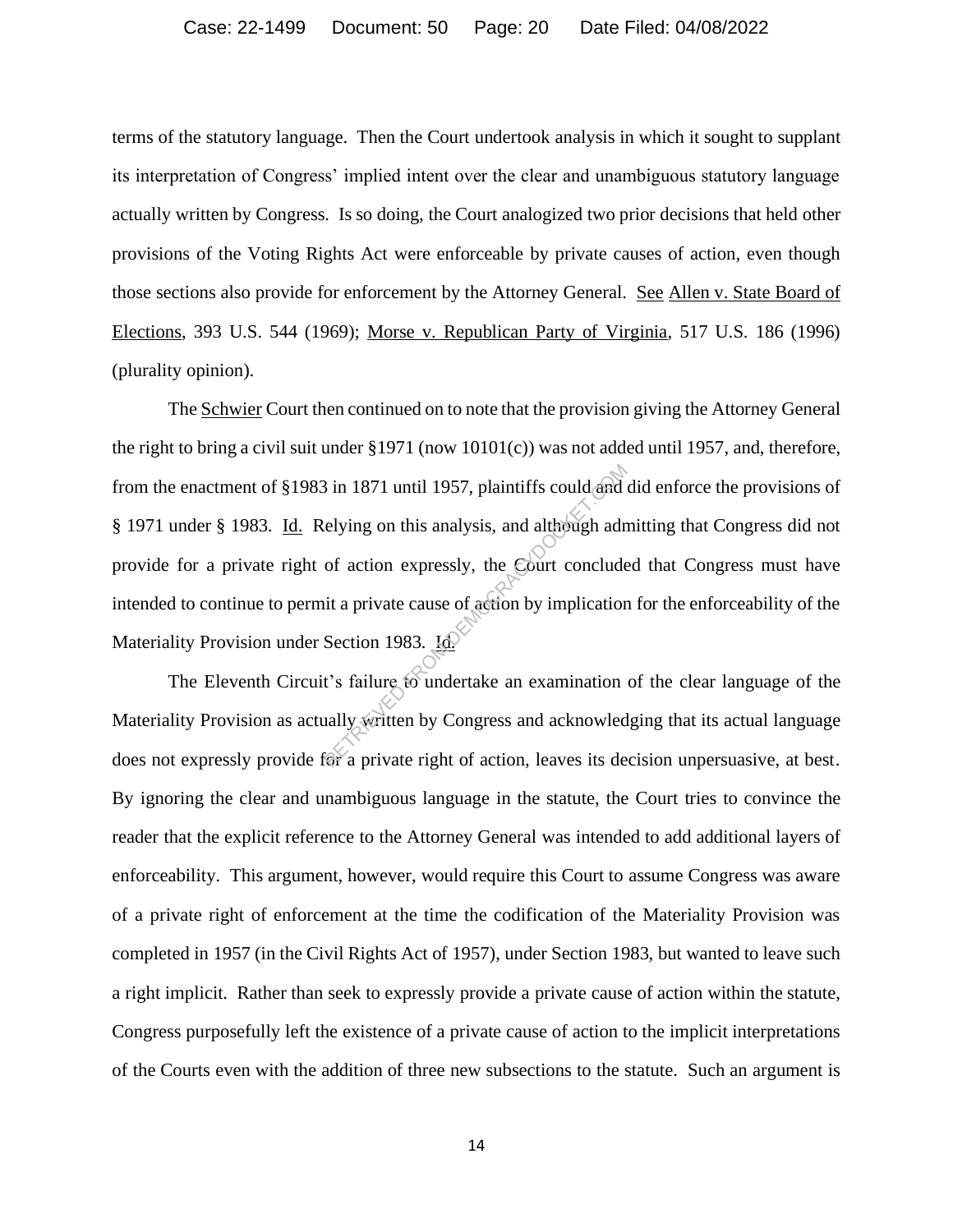terms of the statutory language. Then the Court undertook analysis in which it sought to supplant its interpretation of Congress' implied intent over the clear and unambiguous statutory language actually written by Congress. Is so doing, the Court analogized two prior decisions that held other provisions of the Voting Rights Act were enforceable by private causes of action, even though those sections also provide for enforcement by the Attorney General. See Allen v. State Board of Elections, 393 U.S. 544 (1969); Morse v. Republican Party of Virginia, 517 U.S. 186 (1996) (plurality opinion).

The Schwier Court then continued on to note that the provision giving the Attorney General the right to bring a civil suit under §1971 (now 10101(c)) was not added until 1957, and, therefore, from the enactment of §1983 in 1871 until 1957, plaintiffs could and did enforce the provisions of § 1971 under § 1983. Id. Relying on this analysis, and although admitting that Congress did not provide for a private right of action expressly, the Court concluded that Congress must have intended to continue to permit a private cause of action by implication for the enforceability of the Materiality Provision under Section 1983. Id.

The Eleventh Circuit's failure to undertake an examination of the clear language of the Materiality Provision as actually written by Congress and acknowledging that its actual language does not expressly provide for a private right of action, leaves its decision unpersuasive, at best. By ignoring the clear and unambiguous language in the statute, the Court tries to convince the reader that the explicit reference to the Attorney General was intended to add additional layers of enforceability. This argument, however, would require this Court to assume Congress was aware of a private right of enforcement at the time the codification of the Materiality Provision was completed in 1957 (in the Civil Rights Act of 1957), under Section 1983, but wanted to leave such a right implicit. Rather than seek to expressly provide a private cause of action within the statute, Congress purposefully left the existence of a private cause of action to the implicit interpretations of the Courts even with the addition of three new subsections to the statute. Such an argument is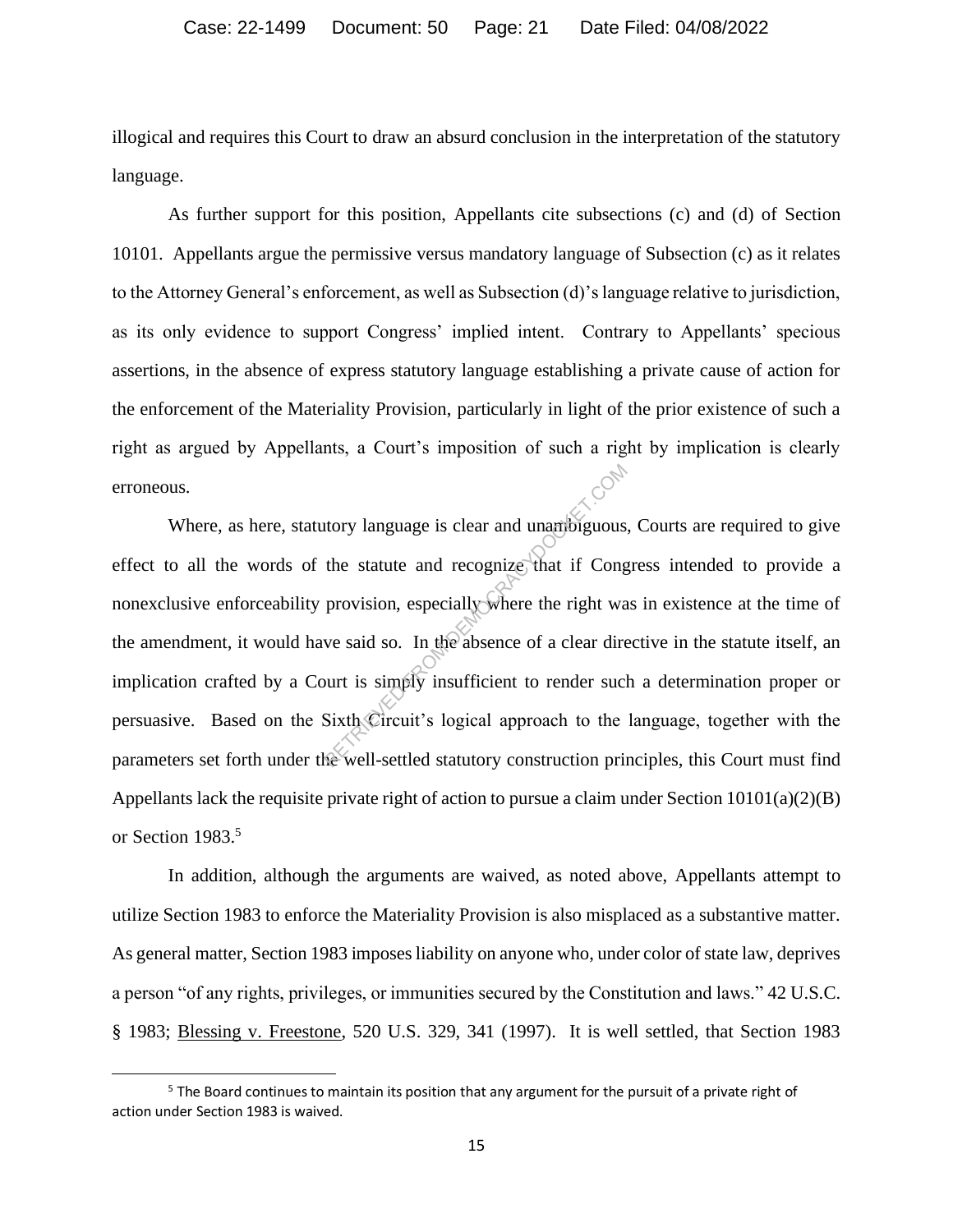illogical and requires this Court to draw an absurd conclusion in the interpretation of the statutory language.

As further support for this position, Appellants cite subsections (c) and (d) of Section 10101. Appellants argue the permissive versus mandatory language of Subsection (c) as it relates to the Attorney General's enforcement, as well as Subsection (d)'s language relative to jurisdiction, as its only evidence to support Congress' implied intent. Contrary to Appellants' specious assertions, in the absence of express statutory language establishing a private cause of action for the enforcement of the Materiality Provision, particularly in light of the prior existence of such a right as argued by Appellants, a Court's imposition of such a right by implication is clearly erroneous.

Where, as here, statutory language is clear and unambiguous, Courts are required to give effect to all the words of the statute and recognize that if Congress intended to provide a nonexclusive enforceability provision, especially where the right was in existence at the time of the amendment, it would have said so. In the absence of a clear directive in the statute itself, an implication crafted by a Court is simply insufficient to render such a determination proper or persuasive. Based on the Sixth Circuit's logical approach to the language, together with the parameters set forth under the well-settled statutory construction principles, this Court must find Appellants lack the requisite private right of action to pursue a claim under Section 10101(a)(2)(B) or Section 1983.[5]

In addition, although the arguments are waived, as noted above, Appellants attempt to utilize Section 1983 to enforce the Materiality Provision is also misplaced as a substantive matter. As general matter, Section 1983 imposes liability on anyone who, under color of state law, deprives a person "of any rights, privileges, or immunities secured by the Constitution and laws." 42 U.S.C. § 1983; Blessing v. Freestone, 520 U.S. 329, 341 (1997). It is well settled, that Section 1983

[5] The Board continues to maintain its position that any argument for the pursuit of a private right of action under Section 1983 is waived.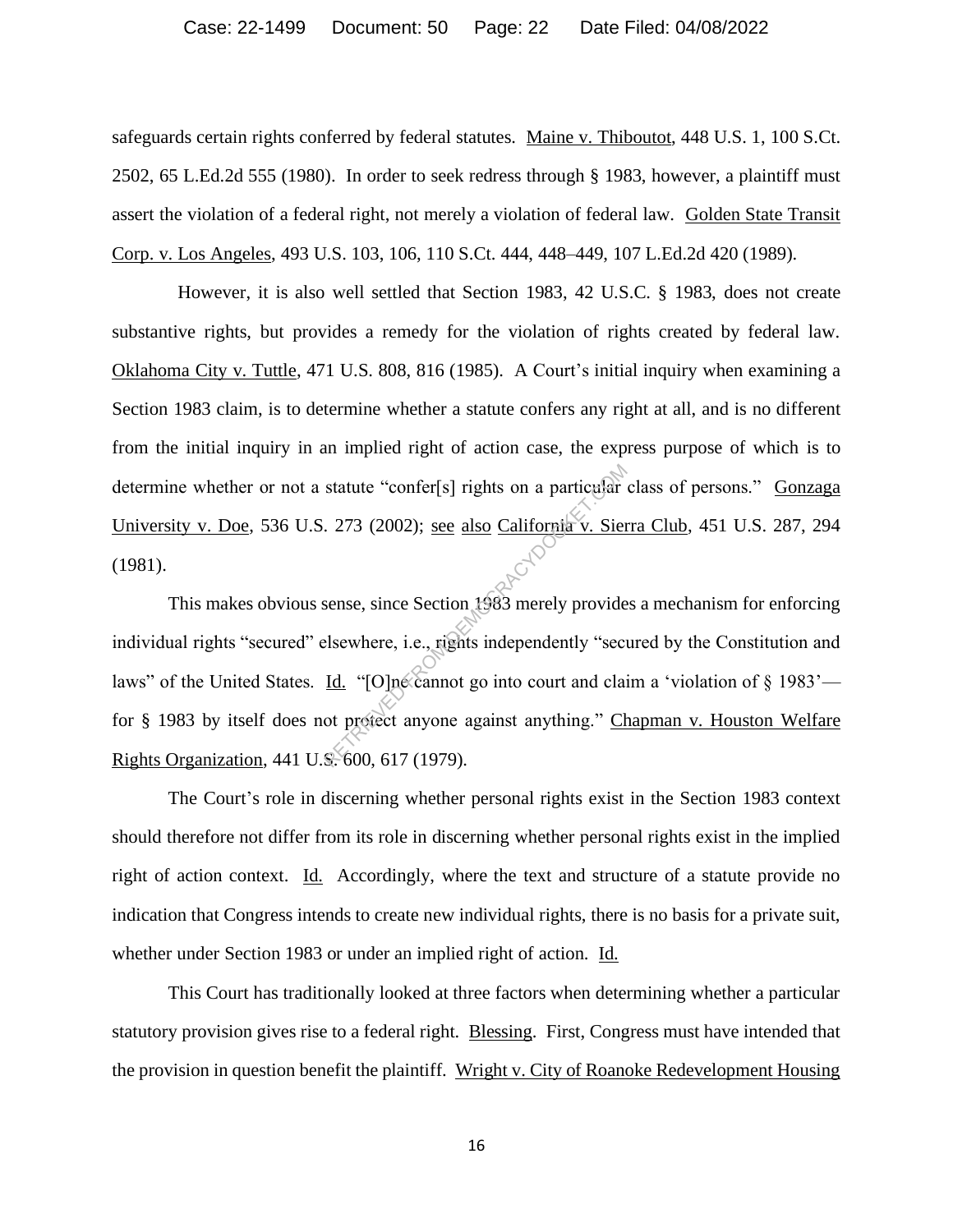safeguards certain rights conferred by federal statutes. Maine v. Thiboutot, 448 U.S. 1, 100 S.Ct. 2502, 65 L.Ed.2d 555 (1980). In order to seek redress through § 1983, however, a plaintiff must assert the violation of a federal right, not merely a violation of federal law. Golden State Transit Corp. v. Los Angeles, 493 U.S. 103, 106, 110 S.Ct. 444, 448–449, 107 L.Ed.2d 420 (1989).

However, it is also well settled that Section 1983, 42 U.S.C. § 1983, does not create substantive rights, but provides a remedy for the violation of rights created by federal law. Oklahoma City v. Tuttle, 471 U.S. 808, 816 (1985). A Court's initial inquiry when examining a Section 1983 claim, is to determine whether a statute confers any right at all, and is no different from the initial inquiry in an implied right of action case, the express purpose of which is to determine whether or not a statute "confer[s] rights on a particular class of persons." Gonzaga University v. Doe, 536 U.S. 273 (2002); see also California v. Sierra Club, 451 U.S. 287, 294 (1981).

This makes obvious sense, since Section 1983 merely provides a mechanism for enforcing individual rights "secured" elsewhere, i.e., rights independently "secured by the Constitution and laws" of the United States. Id. "[O]ne cannot go into court and claim a 'violation of § 1983'—for § 1983 by itself does not protect anyone against anything." Chapman v. Houston Welfare Rights Organization, 441 U.S. 600, 617 (1979).

The Court's role in discerning whether personal rights exist in the Section 1983 context should therefore not differ from its role in discerning whether personal rights exist in the implied right of action context. Id. Accordingly, where the text and structure of a statute provide no indication that Congress intends to create new individual rights, there is no basis for a private suit, whether under Section 1983 or under an implied right of action. Id.

This Court has traditionally looked at three factors when determining whether a particular statutory provision gives rise to a federal right. Blessing. First, Congress must have intended that the provision in question benefit the plaintiff. Wright v. City of Roanoke Redevelopment Housing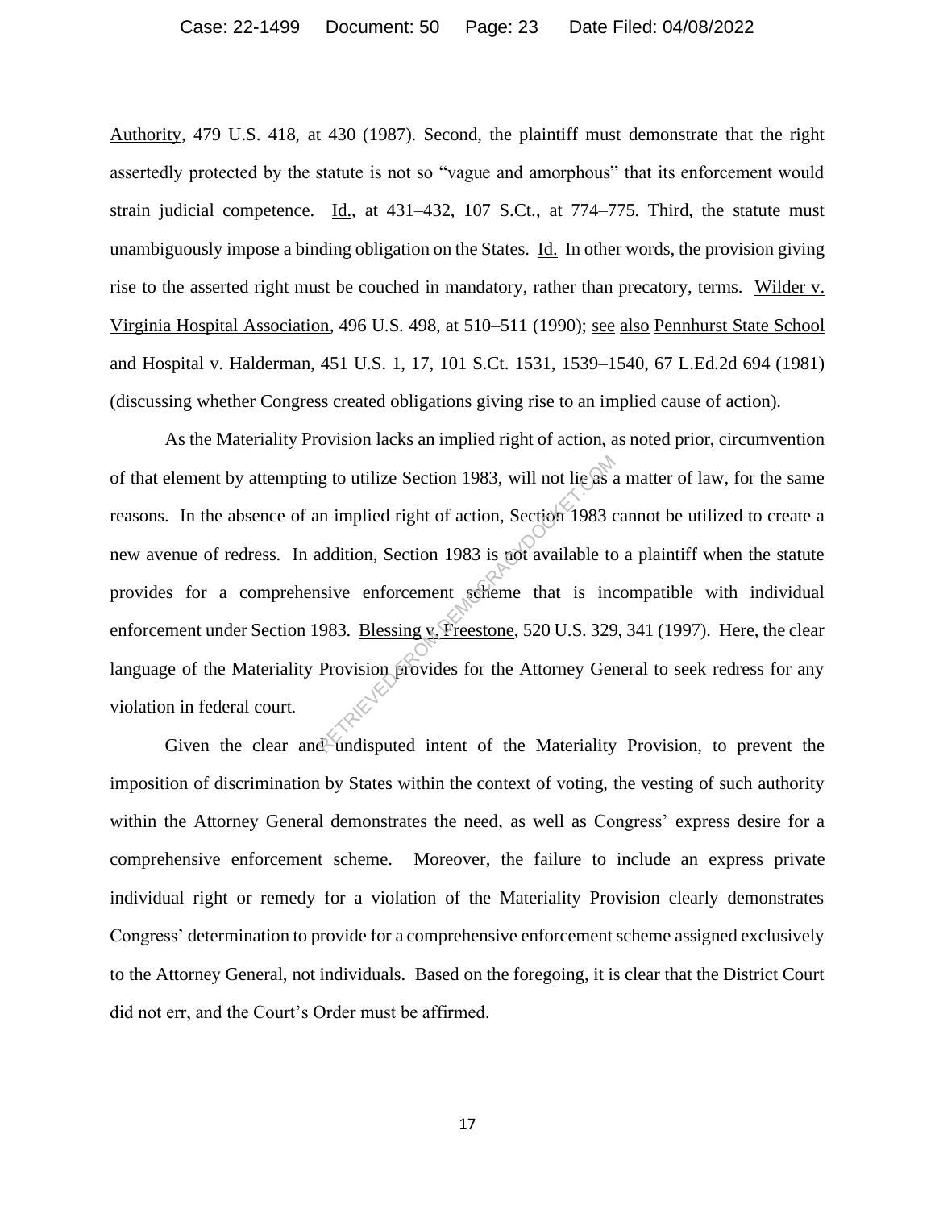Authority, 479 U.S. 418, at 430 (1987). Second, the plaintiff must demonstrate that the right assertedly protected by the statute is not so "vague and amorphous" that its enforcement would strain judicial competence. Id., at 431–432, 107 S.Ct., at 774–775. Third, the statute must unambiguously impose a binding obligation on the States. Id. In other words, the provision giving rise to the asserted right must be couched in mandatory, rather than precatory, terms. Wilder v. Virginia Hospital Association, 496 U.S. 498, at 510–511 (1990); see also Pennhurst State School and Hospital v. Halderman, 451 U.S. 1, 17, 101 S.Ct. 1531, 1539–1540, 67 L.Ed.2d 694 (1981) (discussing whether Congress created obligations giving rise to an implied cause of action).

As the Materiality Provision lacks an implied right of action, as noted prior, circumvention of that element by attempting to utilize Section 1983, will not lie as a matter of law, for the same reasons. In the absence of an implied right of action, Section 1983 cannot be utilized to create a new avenue of redress. In addition, Section 1983 is not available to a plaintiff when the statute provides for a comprehensive enforcement scheme that is incompatible with individual enforcement under Section 1983. Blessing v. Freestone, 520 U.S. 329, 341 (1997). Here, the clear language of the Materiality Provision provides for the Attorney General to seek redress for any violation in federal court.

Given the clear and undisputed intent of the Materiality Provision, to prevent the imposition of discrimination by States within the context of voting, the vesting of such authority within the Attorney General demonstrates the need, as well as Congress' express desire for a comprehensive enforcement scheme. Moreover, the failure to include an express private individual right or remedy for a violation of the Materiality Provision clearly demonstrates Congress' determination to provide for a comprehensive enforcement scheme assigned exclusively to the Attorney General, not individuals. Based on the foregoing, it is clear that the District Court did not err, and the Court's Order must be affirmed.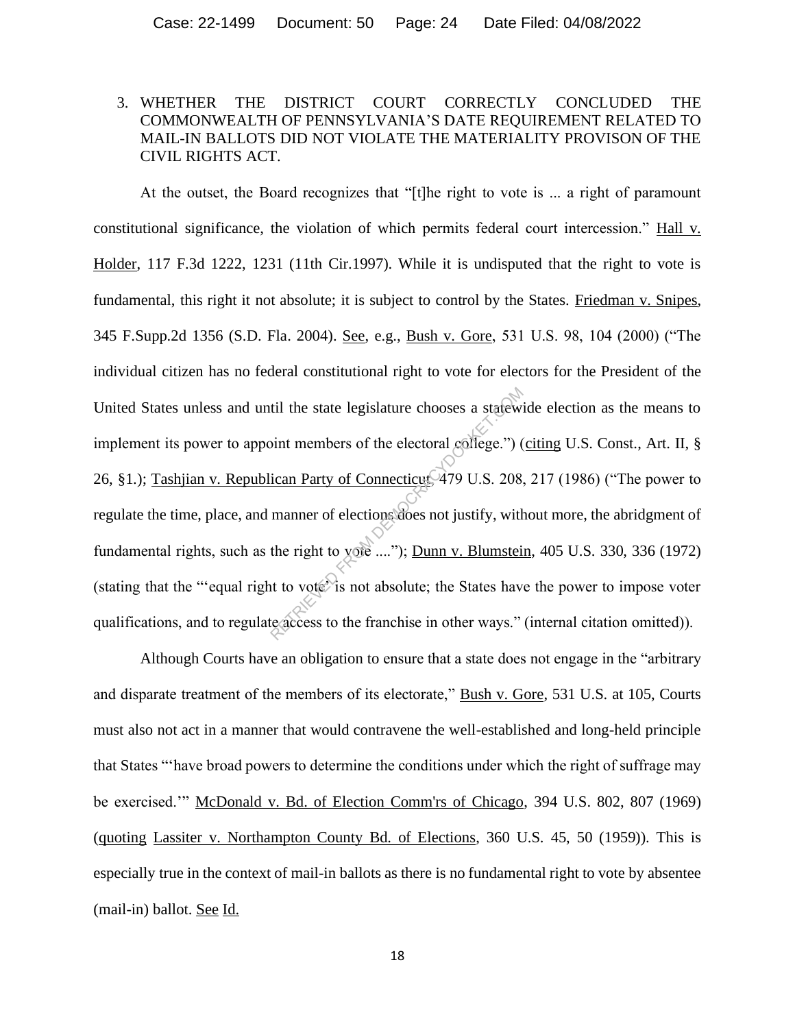3. WHETHER THE DISTRICT COURT CORRECTLY CONCLUDED THE COMMONWEALTH OF PENNSYLVANIA'S DATE REQUIREMENT RELATED TO MAIL-IN BALLOTS DID NOT VIOLATE THE MATERIALITY PROVISON OF THE CIVIL RIGHTS ACT.

At the outset, the Board recognizes that "[t]he right to vote is ... a right of paramount constitutional significance, the violation of which permits federal court intercession." Hall v. Holder, 117 F.3d 1222, 1231 (11th Cir.1997). While it is undisputed that the right to vote is fundamental, this right it not absolute; it is subject to control by the States. Friedman v. Snipes, 345 F.Supp.2d 1356 (S.D. Fla. 2004). See, e.g., Bush v. Gore, 531 U.S. 98, 104 (2000) ("The individual citizen has no federal constitutional right to vote for electors for the President of the United States unless and until the state legislature chooses a statewide election as the means to implement its power to appoint members of the electoral college.") (citing U.S. Const., Art. II, § 26, §1.); Tashjian v. Republican Party of Connecticut, 479 U.S. 208, 217 (1986) ("The power to regulate the time, place, and manner of elections does not justify, without more, the abridgment of fundamental rights, such as the right to vote ...."); Dunn v. Blumstein, 405 U.S. 330, 336 (1972) (stating that the "'equal right to vote' is not absolute; the States have the power to impose voter qualifications, and to regulate access to the franchise in other ways." (internal citation omitted)).

Although Courts have an obligation to ensure that a state does not engage in the "arbitrary and disparate treatment of the members of its electorate," Bush v. Gore, 531 U.S. at 105, Courts must also not act in a manner that would contravene the well-established and long-held principle that States "'have broad powers to determine the conditions under which the right of suffrage may be exercised.'" McDonald v. Bd. of Election Comm'rs of Chicago, 394 U.S. 802, 807 (1969) (quoting Lassiter v. Northampton County Bd. of Elections, 360 U.S. 45, 50 (1959)). This is especially true in the context of mail-in ballots as there is no fundamental right to vote by absentee (mail-in) ballot. See Id.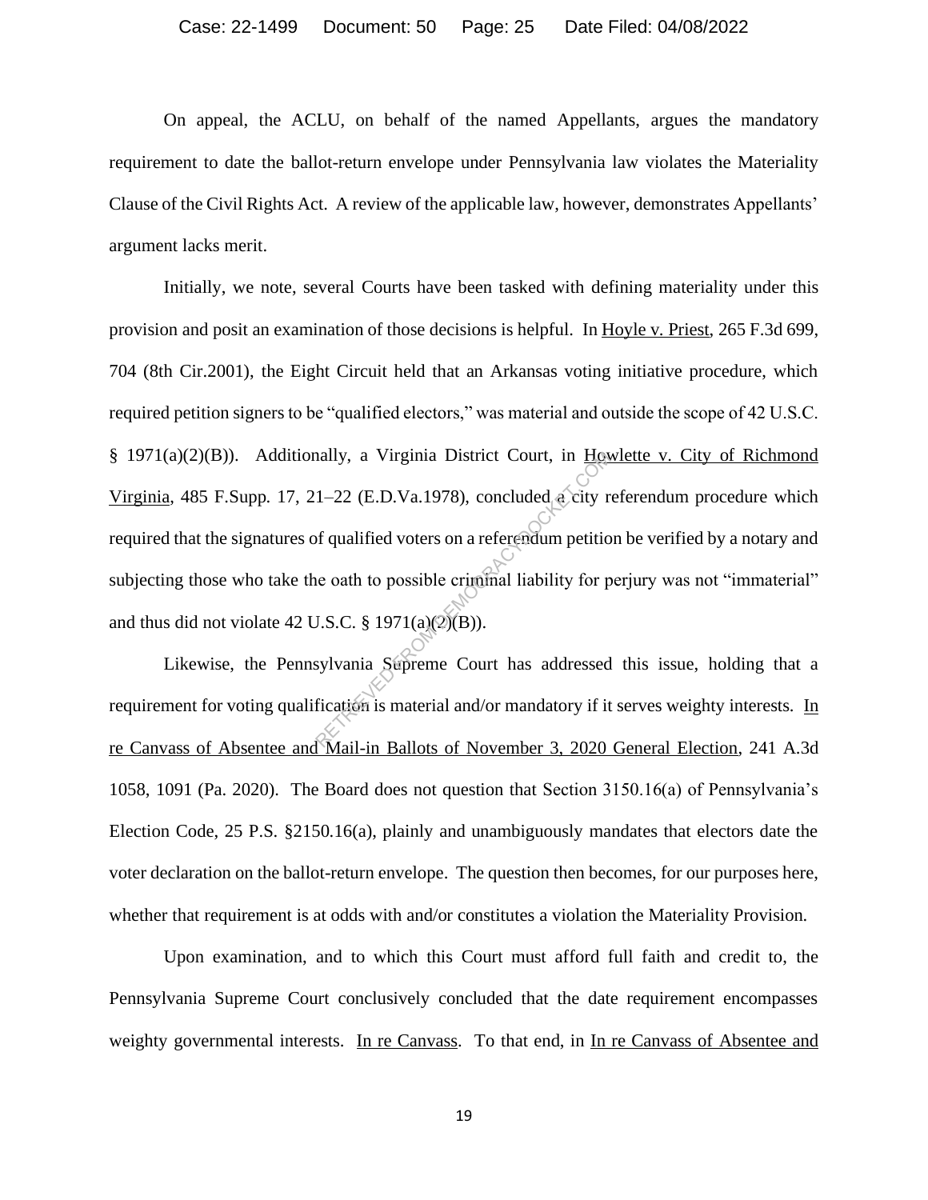On appeal, the ACLU, on behalf of the named Appellants, argues the mandatory requirement to date the ballot-return envelope under Pennsylvania law violates the Materiality Clause of the Civil Rights Act. A review of the applicable law, however, demonstrates Appellants' argument lacks merit.

Initially, we note, several Courts have been tasked with defining materiality under this provision and posit an examination of those decisions is helpful. In Hoyle v. Priest, 265 F.3d 699, 704 (8th Cir.2001), the Eight Circuit held that an Arkansas voting initiative procedure, which required petition signers to be "qualified electors," was material and outside the scope of 42 U.S.C. § 1971(a)(2)(B)). Additionally, a Virginia District Court, in Howlette v. City of Richmond Virginia, 485 F.Supp. 17, 21–22 (E.D.Va.1978), concluded a city referendum procedure which required that the signatures of qualified voters on a referendum petition be verified by a notary and subjecting those who take the oath to possible criminal liability for perjury was not "immaterial" and thus did not violate 42 U.S.C. § 1971(a)(2)(B)).

Likewise, the Pennsylvania Supreme Court has addressed this issue, holding that a requirement for voting qualification is material and/or mandatory if it serves weighty interests. In re Canvass of Absentee and Mail-in Ballots of November 3, 2020 General Election, 241 A.3d 1058, 1091 (Pa. 2020). The Board does not question that Section 3150.16(a) of Pennsylvania's Election Code, 25 P.S. §2150.16(a), plainly and unambiguously mandates that electors date the voter declaration on the ballot-return envelope. The question then becomes, for our purposes here, whether that requirement is at odds with and/or constitutes a violation the Materiality Provision.

Upon examination, and to which this Court must afford full faith and credit to, the Pennsylvania Supreme Court conclusively concluded that the date requirement encompasses weighty governmental interests. In re Canvass. To that end, in In re Canvass of Absentee and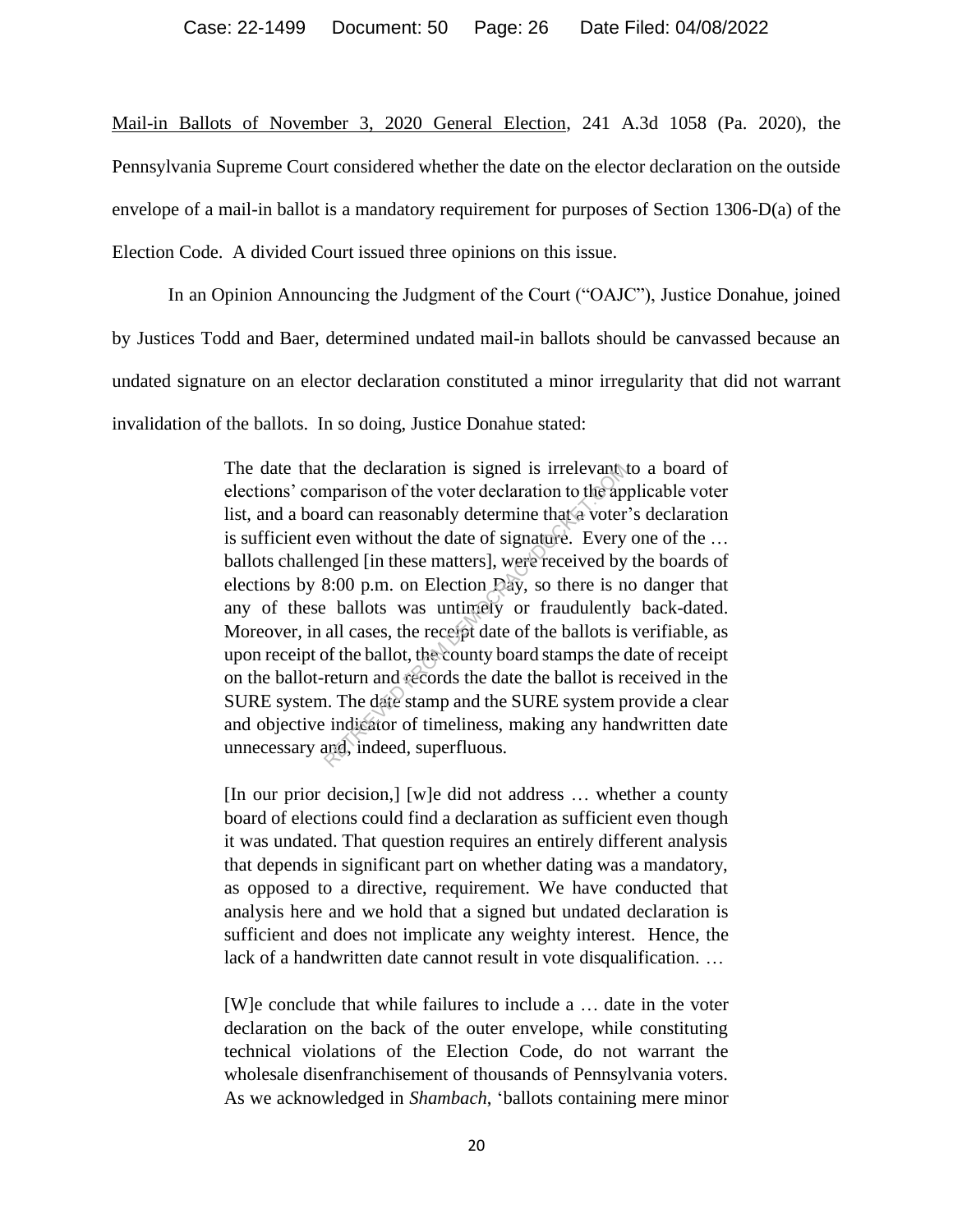Mail-in Ballots of November 3, 2020 General Election, 241 A.3d 1058 (Pa. 2020), the Pennsylvania Supreme Court considered whether the date on the elector declaration on the outside envelope of a mail-in ballot is a mandatory requirement for purposes of Section 1306-D(a) of the Election Code. A divided Court issued three opinions on this issue.

In an Opinion Announcing the Judgment of the Court ("OAJC"), Justice Donahue, joined by Justices Todd and Baer, determined undated mail-in ballots should be canvassed because an undated signature on an elector declaration constituted a minor irregularity that did not warrant invalidation of the ballots. In so doing, Justice Donahue stated:

> The date that the declaration is signed is irrelevant to a board of elections' comparison of the voter declaration to the applicable voter list, and a board can reasonably determine that a voter's declaration is sufficient even without the date of signature. Every one of the … ballots challenged [in these matters], were received by the boards of elections by 8:00 p.m. on Election Day, so there is no danger that any of these ballots was untimely or fraudulently back-dated. Moreover, in all cases, the receipt date of the ballots is verifiable, as upon receipt of the ballot, the county board stamps the date of receipt on the ballot-return and records the date the ballot is received in the SURE system. The date stamp and the SURE system provide a clear and objective indicator of timeliness, making any handwritten date unnecessary and, indeed, superfluous.
>
> [In our prior decision,] [w]e did not address … whether a county board of elections could find a declaration as sufficient even though it was undated. That question requires an entirely different analysis that depends in significant part on whether dating was a mandatory, as opposed to a directive, requirement. We have conducted that analysis here and we hold that a signed but undated declaration is sufficient and does not implicate any weighty interest. Hence, the lack of a handwritten date cannot result in vote disqualification. …
>
> [W]e conclude that while failures to include a … date in the voter declaration on the back of the outer envelope, while constituting technical violations of the Election Code, do not warrant the wholesale disenfranchisement of thousands of Pennsylvania voters. As we acknowledged in *Shambach*, 'ballots containing mere minor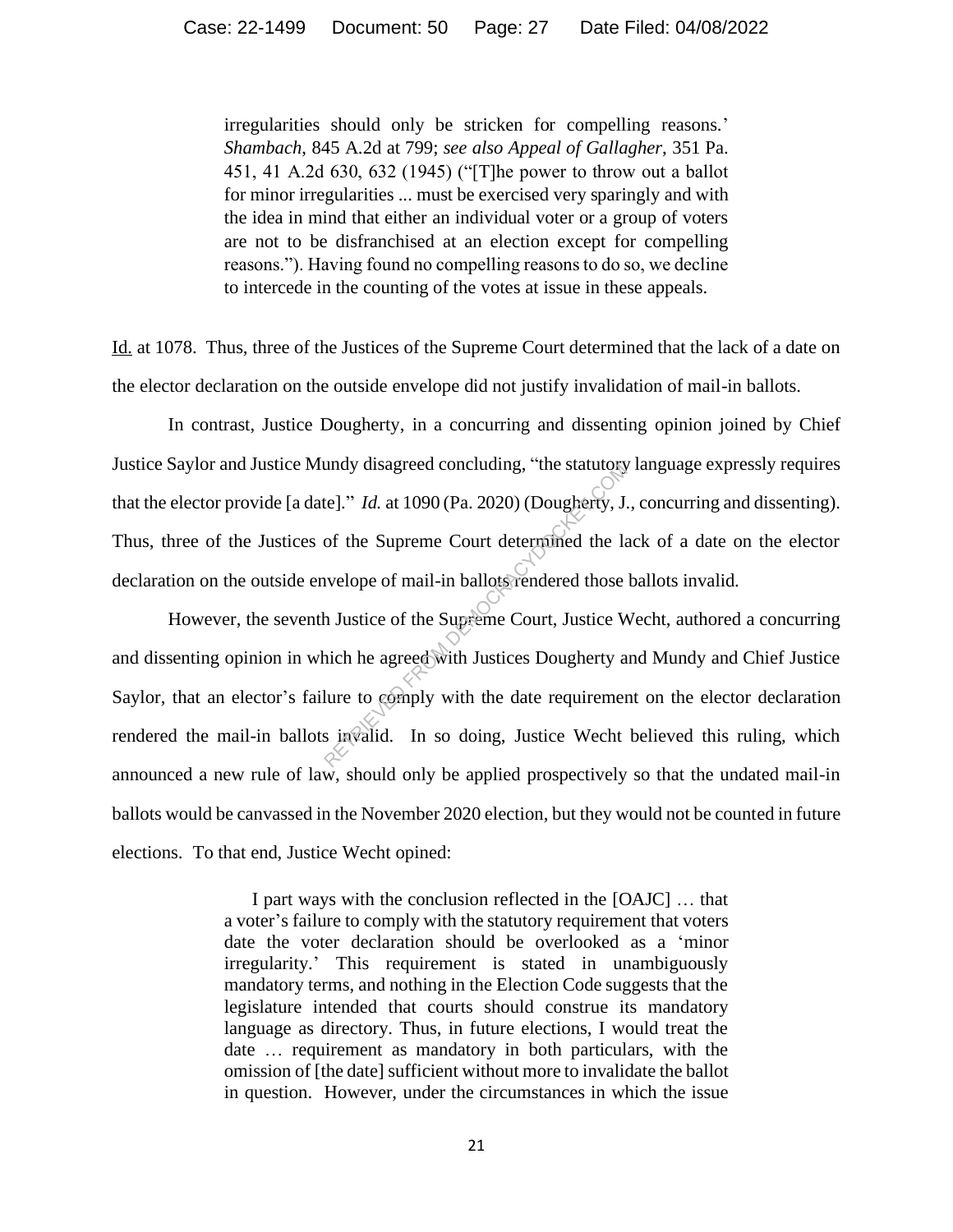> irregularities should only be stricken for compelling reasons.' *Shambach*, 845 A.2d at 799; *see also Appeal of Gallagher*, 351 Pa. 451, 41 A.2d 630, 632 (1945) ("[T]he power to throw out a ballot for minor irregularities ... must be exercised very sparingly and with the idea in mind that either an individual voter or a group of voters are not to be disfranchised at an election except for compelling reasons."). Having found no compelling reasons to do so, we decline to intercede in the counting of the votes at issue in these appeals.

Id. at 1078. Thus, three of the Justices of the Supreme Court determined that the lack of a date on the elector declaration on the outside envelope did not justify invalidation of mail-in ballots.

In contrast, Justice Dougherty, in a concurring and dissenting opinion joined by Chief Justice Saylor and Justice Mundy disagreed concluding, "the statutory language expressly requires that the elector provide [a date]." *Id.* at 1090 (Pa. 2020) (Dougherty, J., concurring and dissenting). Thus, three of the Justices of the Supreme Court determined the lack of a date on the elector declaration on the outside envelope of mail-in ballots rendered those ballots invalid.

However, the seventh Justice of the Supreme Court, Justice Wecht, authored a concurring and dissenting opinion in which he agreed with Justices Dougherty and Mundy and Chief Justice Saylor, that an elector's failure to comply with the date requirement on the elector declaration rendered the mail-in ballots invalid. In so doing, Justice Wecht believed this ruling, which announced a new rule of law, should only be applied prospectively so that the undated mail-in ballots would be canvassed in the November 2020 election, but they would not be counted in future elections. To that end, Justice Wecht opined:

> I part ways with the conclusion reflected in the [OAJC] … that a voter's failure to comply with the statutory requirement that voters date the voter declaration should be overlooked as a 'minor irregularity.' This requirement is stated in unambiguously mandatory terms, and nothing in the Election Code suggests that the legislature intended that courts should construe its mandatory language as directory. Thus, in future elections, I would treat the date … requirement as mandatory in both particulars, with the omission of [the date] sufficient without more to invalidate the ballot in question. However, under the circumstances in which the issue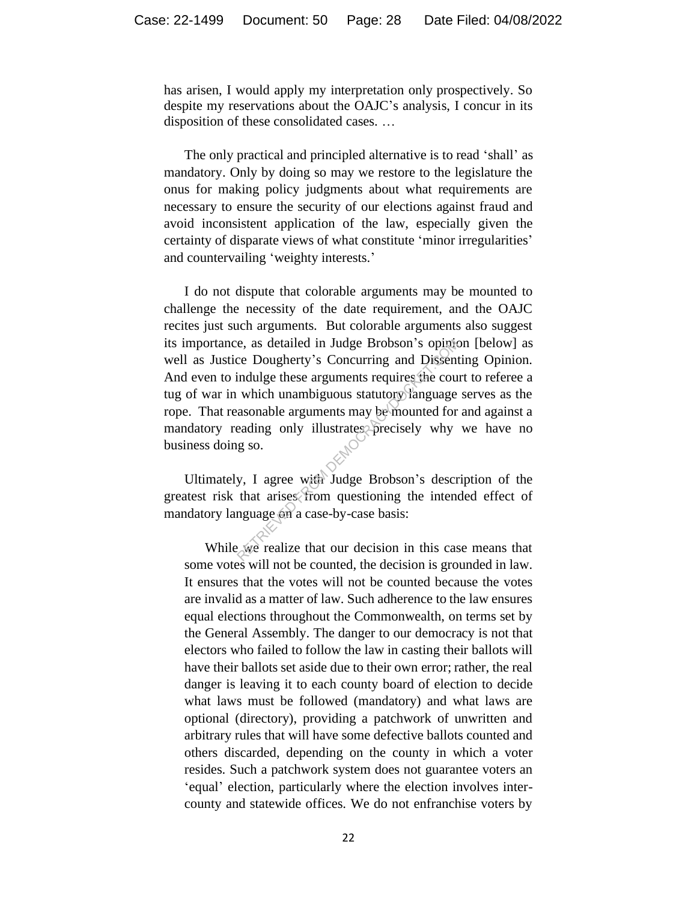has arisen, I would apply my interpretation only prospectively. So despite my reservations about the OAJC's analysis, I concur in its disposition of these consolidated cases. …

The only practical and principled alternative is to read 'shall' as mandatory. Only by doing so may we restore to the legislature the onus for making policy judgments about what requirements are necessary to ensure the security of our elections against fraud and avoid inconsistent application of the law, especially given the certainty of disparate views of what constitute 'minor irregularities' and countervailing 'weighty interests.'

I do not dispute that colorable arguments may be mounted to challenge the necessity of the date requirement, and the OAJC recites just such arguments. But colorable arguments also suggest its importance, as detailed in Judge Brobson's opinion [below] as well as Justice Dougherty's Concurring and Dissenting Opinion. And even to indulge these arguments requires the court to referee a tug of war in which unambiguous statutory language serves as the rope. That reasonable arguments may be mounted for and against a mandatory reading only illustrates precisely why we have no business doing so.

Ultimately, I agree with Judge Brobson's description of the greatest risk that arises from questioning the intended effect of mandatory language on a case-by-case basis:

> While we realize that our decision in this case means that some votes will not be counted, the decision is grounded in law. It ensures that the votes will not be counted because the votes are invalid as a matter of law. Such adherence to the law ensures equal elections throughout the Commonwealth, on terms set by the General Assembly. The danger to our democracy is not that electors who failed to follow the law in casting their ballots will have their ballots set aside due to their own error; rather, the real danger is leaving it to each county board of election to decide what laws must be followed (mandatory) and what laws are optional (directory), providing a patchwork of unwritten and arbitrary rules that will have some defective ballots counted and others discarded, depending on the county in which a voter resides. Such a patchwork system does not guarantee voters an 'equal' election, particularly where the election involves inter-county and statewide offices. We do not enfranchise voters by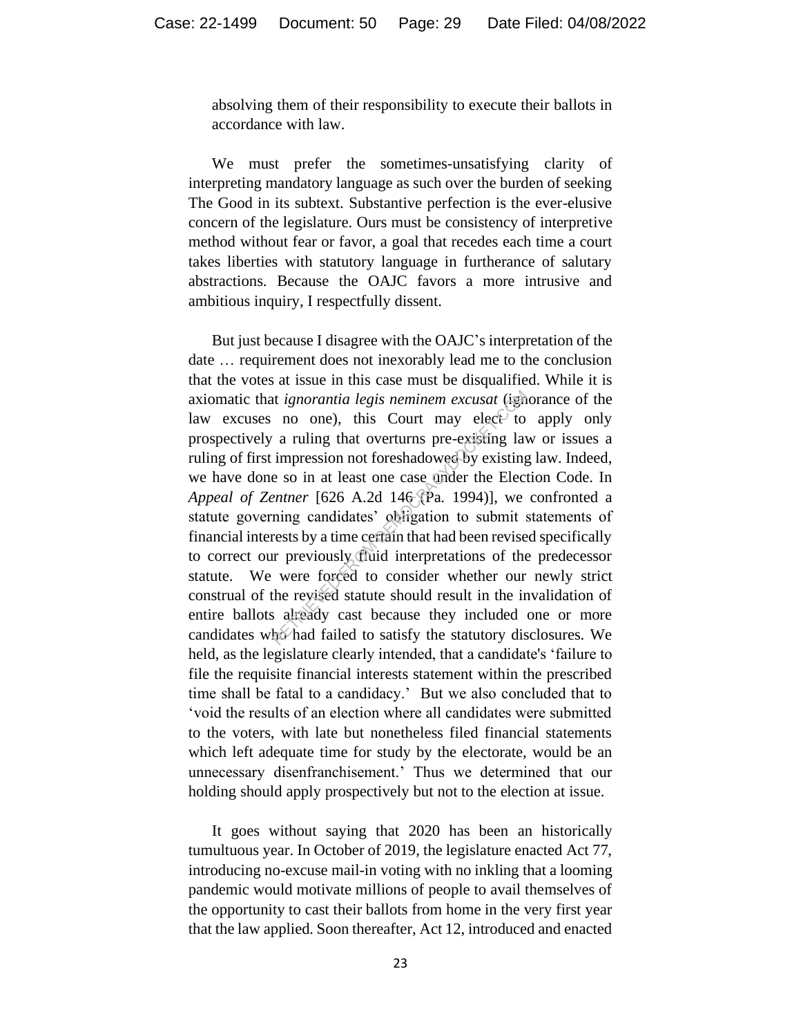absolving them of their responsibility to execute their ballots in accordance with law.

We must prefer the sometimes-unsatisfying clarity of interpreting mandatory language as such over the burden of seeking The Good in its subtext. Substantive perfection is the ever-elusive concern of the legislature. Ours must be consistency of interpretive method without fear or favor, a goal that recedes each time a court takes liberties with statutory language in furtherance of salutary abstractions. Because the OAJC favors a more intrusive and ambitious inquiry, I respectfully dissent.

But just because I disagree with the OAJC's interpretation of the date … requirement does not inexorably lead me to the conclusion that the votes at issue in this case must be disqualified. While it is axiomatic that *ignorantia legis neminem excusat* (ignorance of the law excuses no one), this Court may elect to apply only prospectively a ruling that overturns pre-existing law or issues a ruling of first impression not foreshadowed by existing law. Indeed, we have done so in at least one case under the Election Code. In *Appeal of Zentner* [626 A.2d 146 (Pa. 1994)], we confronted a statute governing candidates' obligation to submit statements of financial interests by a time certain that had been revised specifically to correct our previously fluid interpretations of the predecessor statute. We were forced to consider whether our newly strict construal of the revised statute should result in the invalidation of entire ballots already cast because they included one or more candidates who had failed to satisfy the statutory disclosures. We held, as the legislature clearly intended, that a candidate's 'failure to file the requisite financial interests statement within the prescribed time shall be fatal to a candidacy.' But we also concluded that to 'void the results of an election where all candidates were submitted to the voters, with late but nonetheless filed financial statements which left adequate time for study by the electorate, would be an unnecessary disenfranchisement.' Thus we determined that our holding should apply prospectively but not to the election at issue.

It goes without saying that 2020 has been an historically tumultuous year. In October of 2019, the legislature enacted Act 77, introducing no-excuse mail-in voting with no inkling that a looming pandemic would motivate millions of people to avail themselves of the opportunity to cast their ballots from home in the very first year that the law applied. Soon thereafter, Act 12, introduced and enacted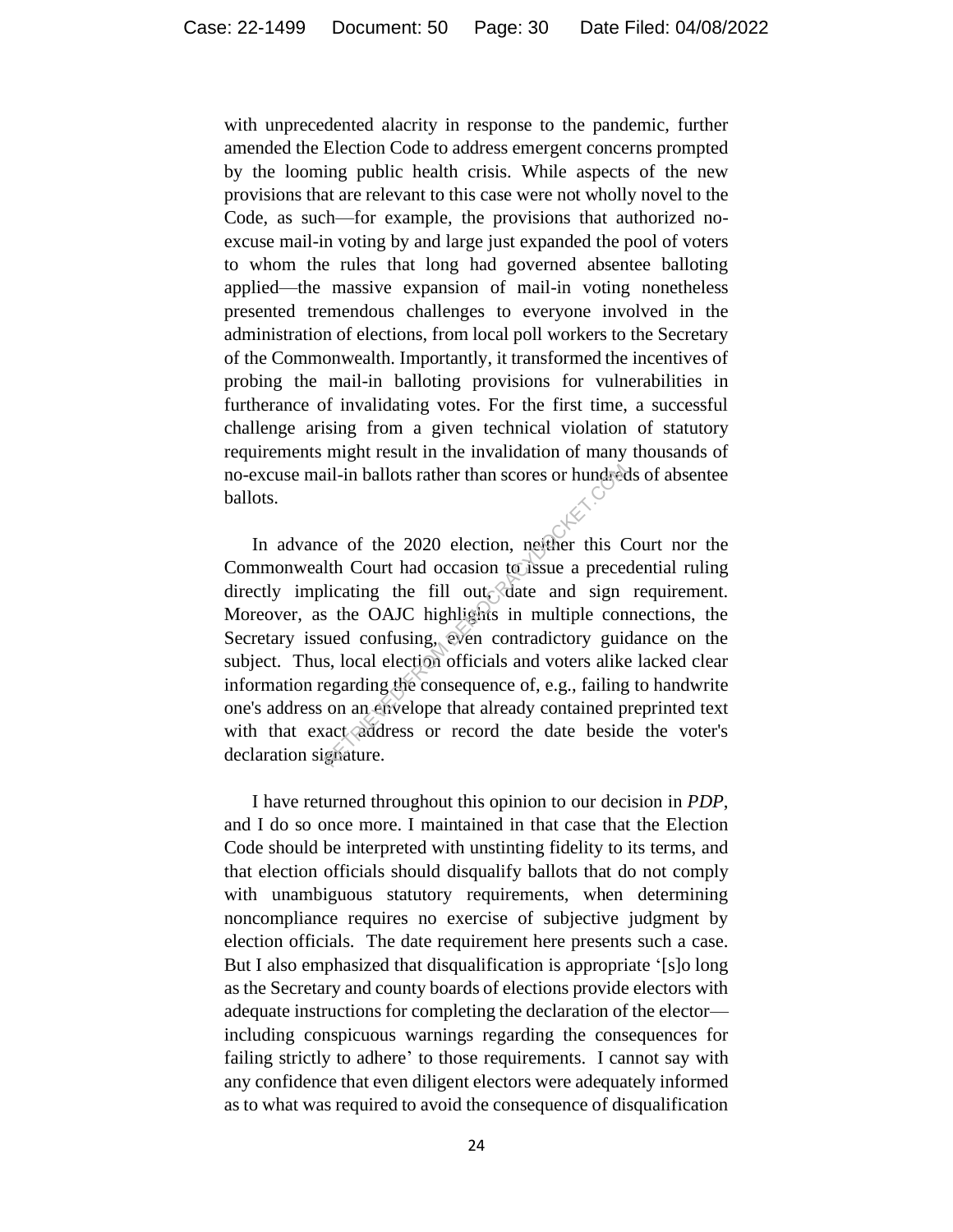with unprecedented alacrity in response to the pandemic, further amended the Election Code to address emergent concerns prompted by the looming public health crisis. While aspects of the new provisions that are relevant to this case were not wholly novel to the Code, as such—for example, the provisions that authorized no-excuse mail-in voting by and large just expanded the pool of voters to whom the rules that long had governed absentee balloting applied—the massive expansion of mail-in voting nonetheless presented tremendous challenges to everyone involved in the administration of elections, from local poll workers to the Secretary of the Commonwealth. Importantly, it transformed the incentives of probing the mail-in balloting provisions for vulnerabilities in furtherance of invalidating votes. For the first time, a successful challenge arising from a given technical violation of statutory requirements might result in the invalidation of many thousands of no-excuse mail-in ballots rather than scores or hundreds of absentee ballots.

In advance of the 2020 election, neither this Court nor the Commonwealth Court had occasion to issue a precedential ruling directly implicating the fill out, date and sign requirement. Moreover, as the OAJC highlights in multiple connections, the Secretary issued confusing, even contradictory guidance on the subject. Thus, local election officials and voters alike lacked clear information regarding the consequence of, e.g., failing to handwrite one's address on an envelope that already contained preprinted text with that exact address or record the date beside the voter's declaration signature.

I have returned throughout this opinion to our decision in *PDP*, and I do so once more. I maintained in that case that the Election Code should be interpreted with unstinting fidelity to its terms, and that election officials should disqualify ballots that do not comply with unambiguous statutory requirements, when determining noncompliance requires no exercise of subjective judgment by election officials. The date requirement here presents such a case. But I also emphasized that disqualification is appropriate '[s]o long as the Secretary and county boards of elections provide electors with adequate instructions for completing the declaration of the elector—including conspicuous warnings regarding the consequences for failing strictly to adhere' to those requirements. I cannot say with any confidence that even diligent electors were adequately informed as to what was required to avoid the consequence of disqualification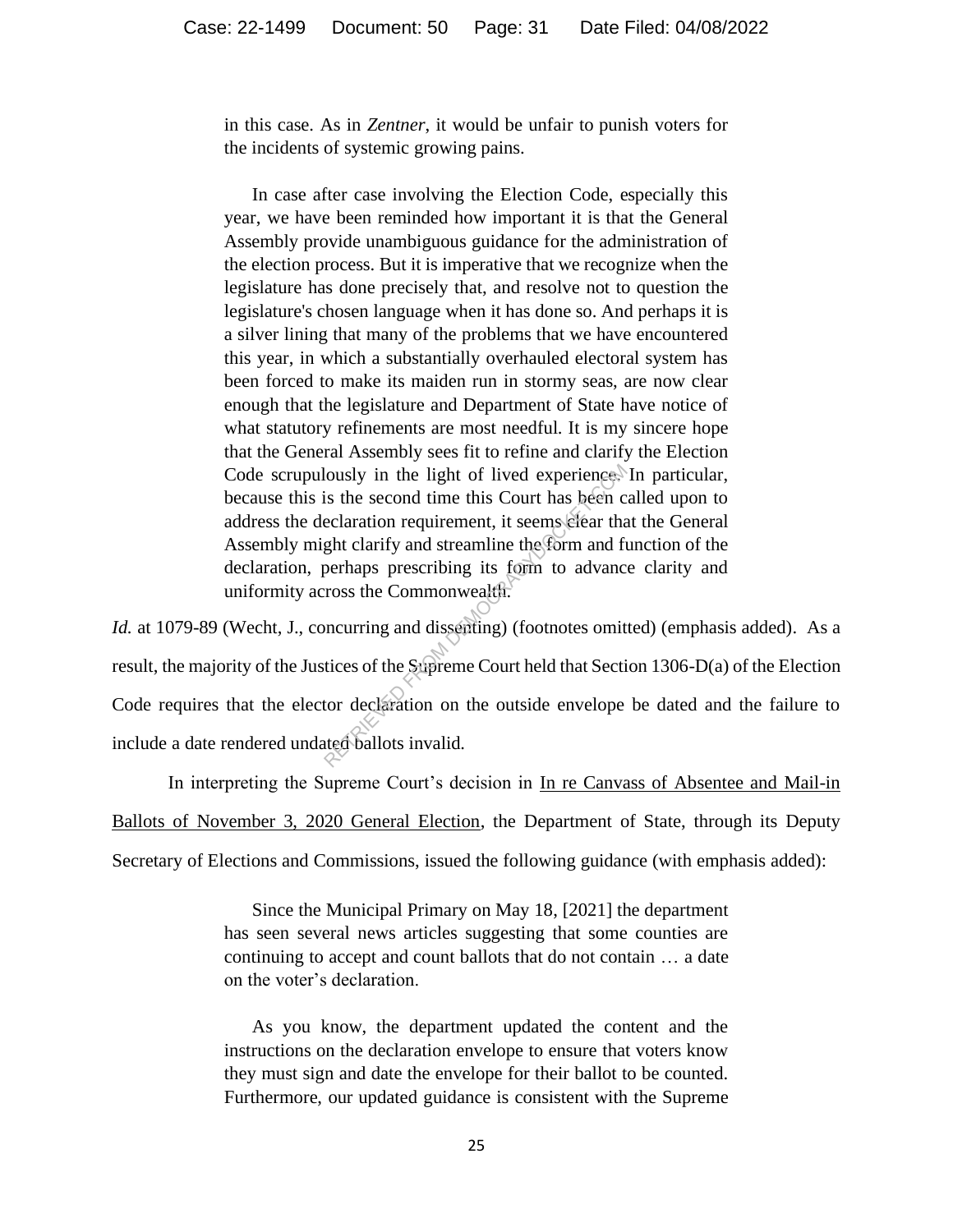> in this case. As in *Zentner*, it would be unfair to punish voters for the incidents of systemic growing pains.
>
> In case after case involving the Election Code, especially this year, we have been reminded how important it is that the General Assembly provide unambiguous guidance for the administration of the election process. But it is imperative that we recognize when the legislature has done precisely that, and resolve not to question the legislature's chosen language when it has done so. And perhaps it is a silver lining that many of the problems that we have encountered this year, in which a substantially overhauled electoral system has been forced to make its maiden run in stormy seas, are now clear enough that the legislature and Department of State have notice of what statutory refinements are most needful. It is my sincere hope that the General Assembly sees fit to refine and clarify the Election Code scrupulously in the light of lived experience. In particular, because this is the second time this Court has been called upon to address the declaration requirement, it seems clear that the General Assembly might clarify and streamline the form and function of the declaration, perhaps prescribing its form to advance clarity and uniformity across the Commonwealth.

*Id.* at 1079-89 (Wecht, J., concurring and dissenting) (footnotes omitted) (emphasis added). As a result, the majority of the Justices of the Supreme Court held that Section 1306-D(a) of the Election Code requires that the elector declaration on the outside envelope be dated and the failure to include a date rendered undated ballots invalid.

In interpreting the Supreme Court's decision in In re Canvass of Absentee and Mail-in Ballots of November 3, 2020 General Election, the Department of State, through its Deputy Secretary of Elections and Commissions, issued the following guidance (with emphasis added):

> Since the Municipal Primary on May 18, [2021] the department has seen several news articles suggesting that some counties are continuing to accept and count ballots that do not contain … a date on the voter's declaration.
>
> As you know, the department updated the content and the instructions on the declaration envelope to ensure that voters know they must sign and date the envelope for their ballot to be counted. Furthermore, our updated guidance is consistent with the Supreme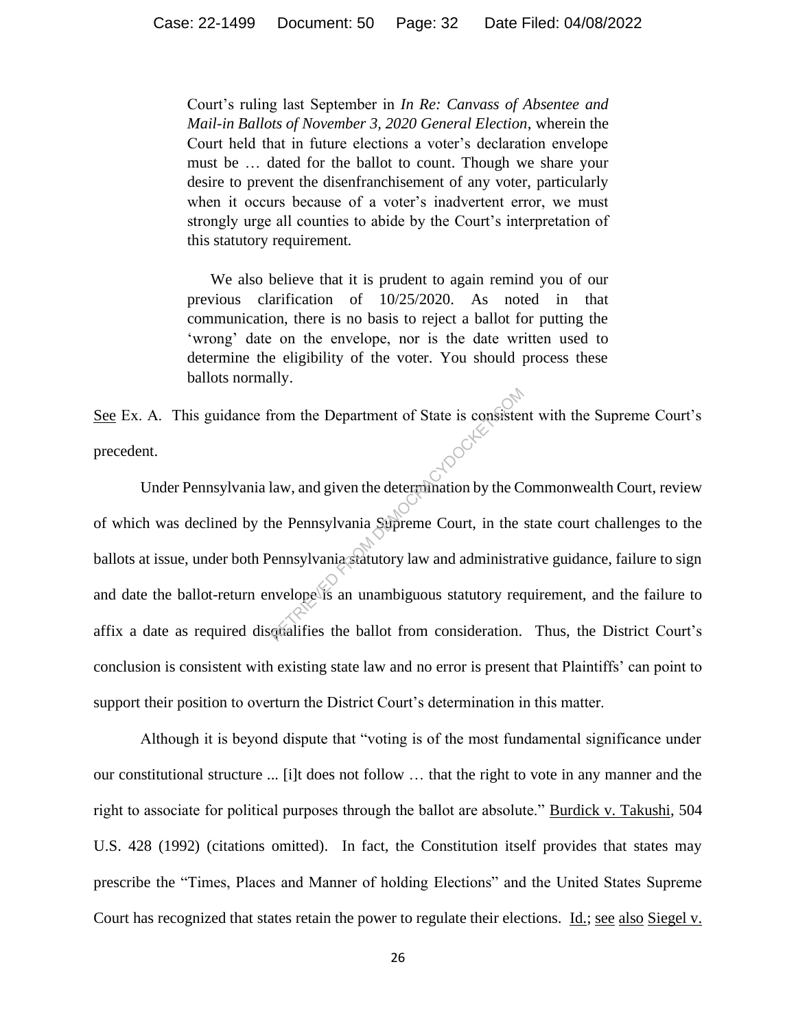> Court's ruling last September in *In Re: Canvass of Absentee and Mail-in Ballots of November 3, 2020 General Election*, wherein the Court held that in future elections a voter's declaration envelope must be … dated for the ballot to count. Though we share your desire to prevent the disenfranchisement of any voter, particularly when it occurs because of a voter's inadvertent error, we must strongly urge all counties to abide by the Court's interpretation of this statutory requirement.
>
> We also believe that it is prudent to again remind you of our previous clarification of 10/25/2020. As noted in that communication, there is no basis to reject a ballot for putting the 'wrong' date on the envelope, nor is the date written used to determine the eligibility of the voter. You should process these ballots normally.

See Ex. A. This guidance from the Department of State is consistent with the Supreme Court's precedent.

Under Pennsylvania law, and given the determination by the Commonwealth Court, review of which was declined by the Pennsylvania Supreme Court, in the state court challenges to the ballots at issue, under both Pennsylvania statutory law and administrative guidance, failure to sign and date the ballot-return envelope is an unambiguous statutory requirement, and the failure to affix a date as required disqualifies the ballot from consideration. Thus, the District Court's conclusion is consistent with existing state law and no error is present that Plaintiffs' can point to support their position to overturn the District Court's determination in this matter.

Although it is beyond dispute that "voting is of the most fundamental significance under our constitutional structure ... [i]t does not follow … that the right to vote in any manner and the right to associate for political purposes through the ballot are absolute." Burdick v. Takushi, 504 U.S. 428 (1992) (citations omitted). In fact, the Constitution itself provides that states may prescribe the "Times, Places and Manner of holding Elections" and the United States Supreme Court has recognized that states retain the power to regulate their elections. Id.; see also Siegel v.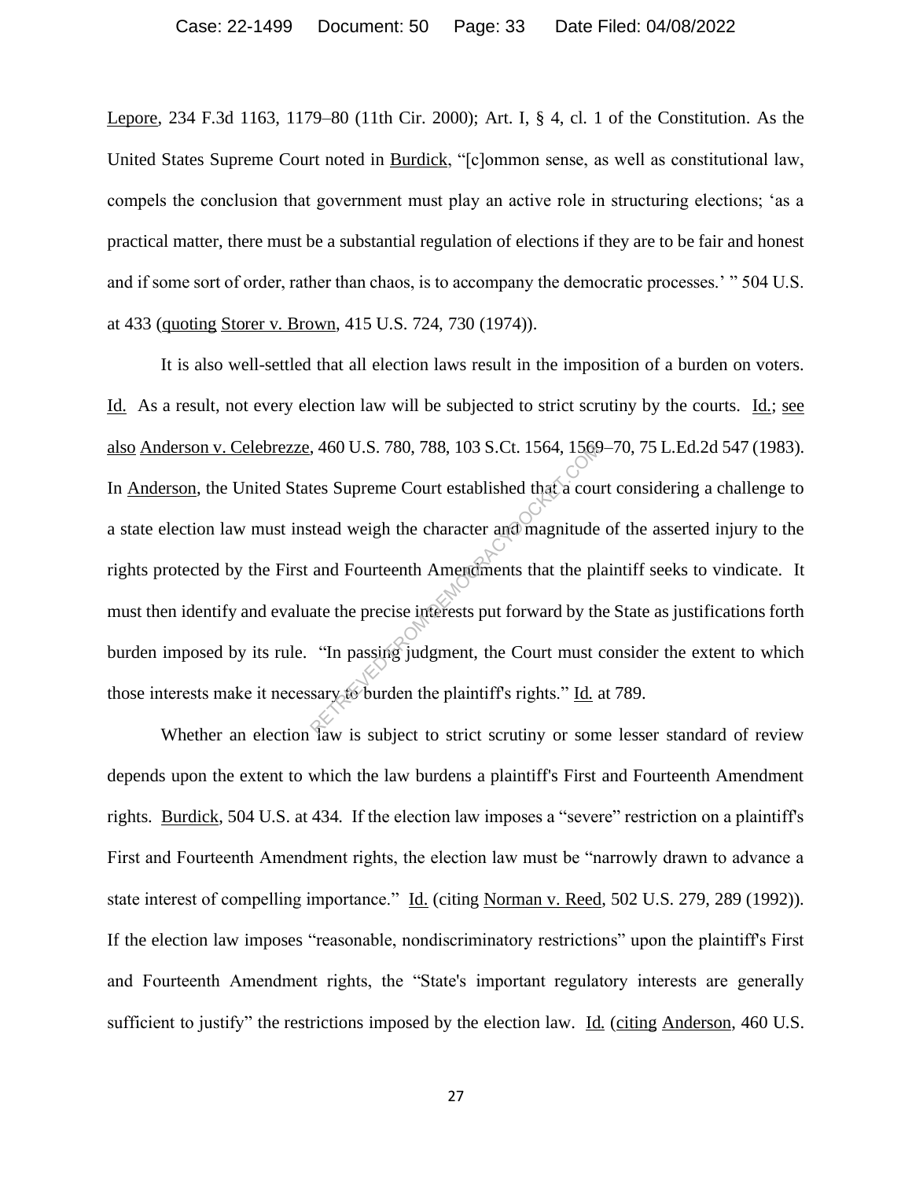Lepore, 234 F.3d 1163, 1179–80 (11th Cir. 2000); Art. I, § 4, cl. 1 of the Constitution. As the United States Supreme Court noted in Burdick, "[c]ommon sense, as well as constitutional law, compels the conclusion that government must play an active role in structuring elections; 'as a practical matter, there must be a substantial regulation of elections if they are to be fair and honest and if some sort of order, rather than chaos, is to accompany the democratic processes.' " 504 U.S. at 433 (quoting Storer v. Brown, 415 U.S. 724, 730 (1974)).

It is also well-settled that all election laws result in the imposition of a burden on voters. Id. As a result, not every election law will be subjected to strict scrutiny by the courts. Id.; see also Anderson v. Celebrezze, 460 U.S. 780, 788, 103 S.Ct. 1564, 1569–70, 75 L.Ed.2d 547 (1983). In Anderson, the United States Supreme Court established that a court considering a challenge to a state election law must instead weigh the character and magnitude of the asserted injury to the rights protected by the First and Fourteenth Amendments that the plaintiff seeks to vindicate. It must then identify and evaluate the precise interests put forward by the State as justifications forth burden imposed by its rule. "In passing judgment, the Court must consider the extent to which those interests make it necessary to burden the plaintiff's rights." Id. at 789.

Whether an election law is subject to strict scrutiny or some lesser standard of review depends upon the extent to which the law burdens a plaintiff's First and Fourteenth Amendment rights. Burdick, 504 U.S. at 434. If the election law imposes a "severe" restriction on a plaintiff's First and Fourteenth Amendment rights, the election law must be "narrowly drawn to advance a state interest of compelling importance." Id. (citing Norman v. Reed, 502 U.S. 279, 289 (1992)). If the election law imposes "reasonable, nondiscriminatory restrictions" upon the plaintiff's First and Fourteenth Amendment rights, the "State's important regulatory interests are generally sufficient to justify" the restrictions imposed by the election law. Id. (citing Anderson, 460 U.S.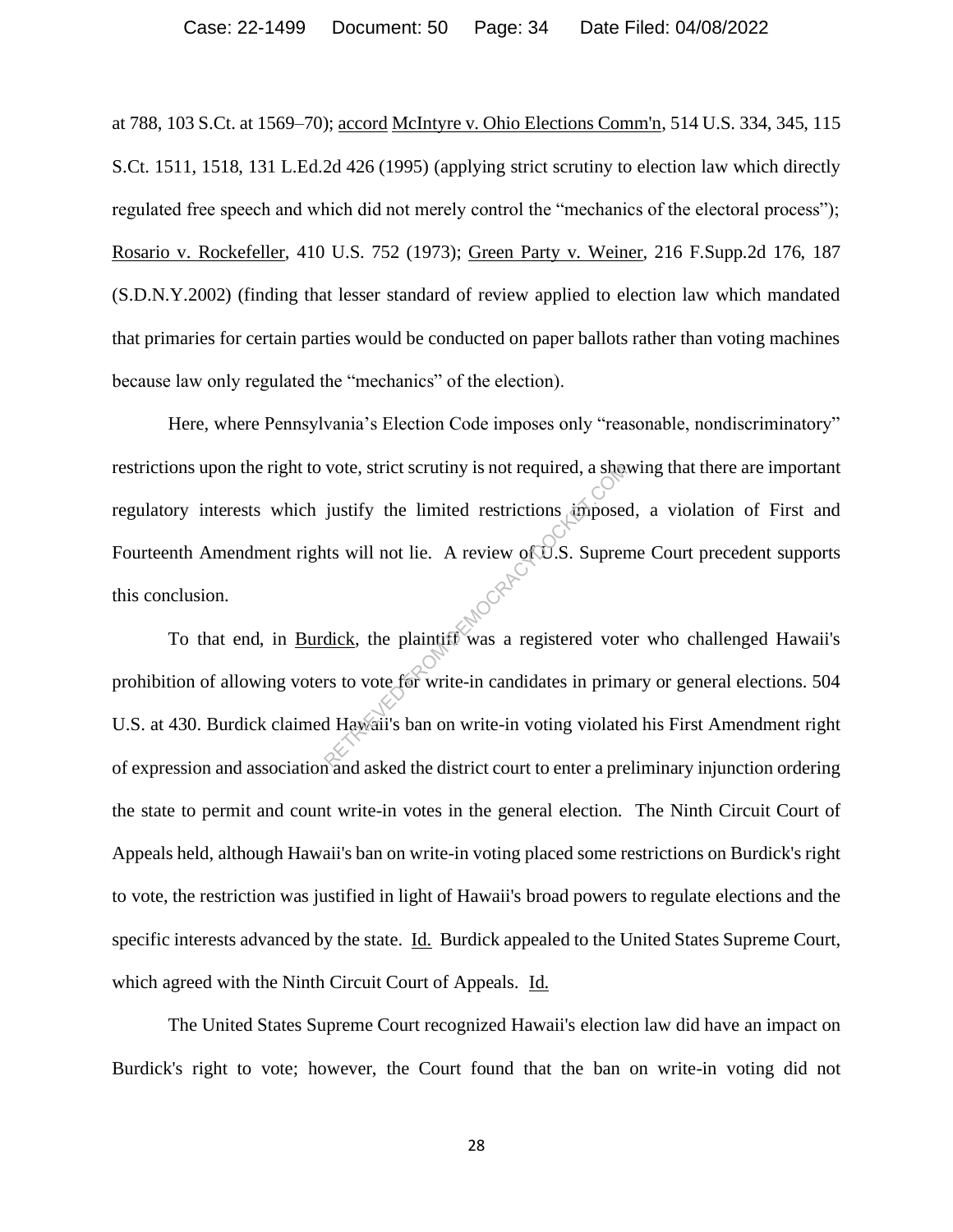at 788, 103 S.Ct. at 1569–70); accord McIntyre v. Ohio Elections Comm'n, 514 U.S. 334, 345, 115 S.Ct. 1511, 1518, 131 L.Ed.2d 426 (1995) (applying strict scrutiny to election law which directly regulated free speech and which did not merely control the "mechanics of the electoral process"); Rosario v. Rockefeller, 410 U.S. 752 (1973); Green Party v. Weiner, 216 F.Supp.2d 176, 187 (S.D.N.Y.2002) (finding that lesser standard of review applied to election law which mandated that primaries for certain parties would be conducted on paper ballots rather than voting machines because law only regulated the "mechanics" of the election).

Here, where Pennsylvania's Election Code imposes only "reasonable, nondiscriminatory" restrictions upon the right to vote, strict scrutiny is not required, a showing that there are important regulatory interests which justify the limited restrictions imposed, a violation of First and Fourteenth Amendment rights will not lie. A review of U.S. Supreme Court precedent supports this conclusion.

To that end, in Burdick, the plaintiff was a registered voter who challenged Hawaii's prohibition of allowing voters to vote for write-in candidates in primary or general elections. 504 U.S. at 430. Burdick claimed Hawaii's ban on write-in voting violated his First Amendment right of expression and association and asked the district court to enter a preliminary injunction ordering the state to permit and count write-in votes in the general election. The Ninth Circuit Court of Appeals held, although Hawaii's ban on write-in voting placed some restrictions on Burdick's right to vote, the restriction was justified in light of Hawaii's broad powers to regulate elections and the specific interests advanced by the state. Id. Burdick appealed to the United States Supreme Court, which agreed with the Ninth Circuit Court of Appeals. Id.

The United States Supreme Court recognized Hawaii's election law did have an impact on Burdick's right to vote; however, the Court found that the ban on write-in voting did not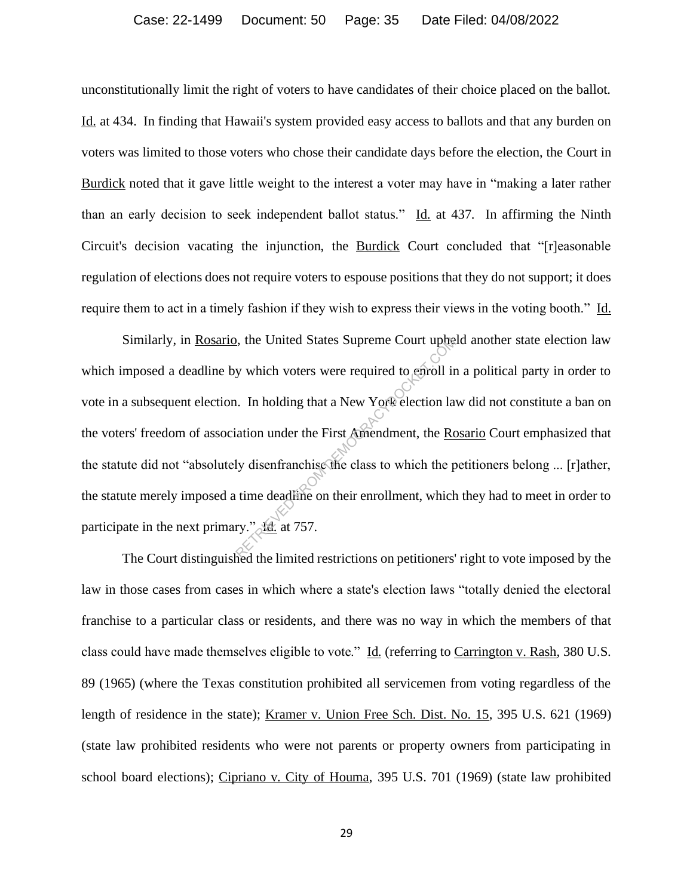unconstitutionally limit the right of voters to have candidates of their choice placed on the ballot. Id. at 434. In finding that Hawaii's system provided easy access to ballots and that any burden on voters was limited to those voters who chose their candidate days before the election, the Court in Burdick noted that it gave little weight to the interest a voter may have in "making a later rather than an early decision to seek independent ballot status." Id. at 437. In affirming the Ninth Circuit's decision vacating the injunction, the Burdick Court concluded that "[r]easonable regulation of elections does not require voters to espouse positions that they do not support; it does require them to act in a timely fashion if they wish to express their views in the voting booth." Id.

Similarly, in Rosario, the United States Supreme Court upheld another state election law which imposed a deadline by which voters were required to enroll in a political party in order to vote in a subsequent election. In holding that a New York election law did not constitute a ban on the voters' freedom of association under the First Amendment, the Rosario Court emphasized that the statute did not "absolutely disenfranchise the class to which the petitioners belong ... [r]ather, the statute merely imposed a time deadline on their enrollment, which they had to meet in order to participate in the next primary." Id. at 757.

The Court distinguished the limited restrictions on petitioners' right to vote imposed by the law in those cases from cases in which where a state's election laws "totally denied the electoral franchise to a particular class or residents, and there was no way in which the members of that class could have made themselves eligible to vote." Id. (referring to Carrington v. Rash, 380 U.S. 89 (1965) (where the Texas constitution prohibited all servicemen from voting regardless of the length of residence in the state); Kramer v. Union Free Sch. Dist. No. 15, 395 U.S. 621 (1969) (state law prohibited residents who were not parents or property owners from participating in school board elections); Cipriano v. City of Houma, 395 U.S. 701 (1969) (state law prohibited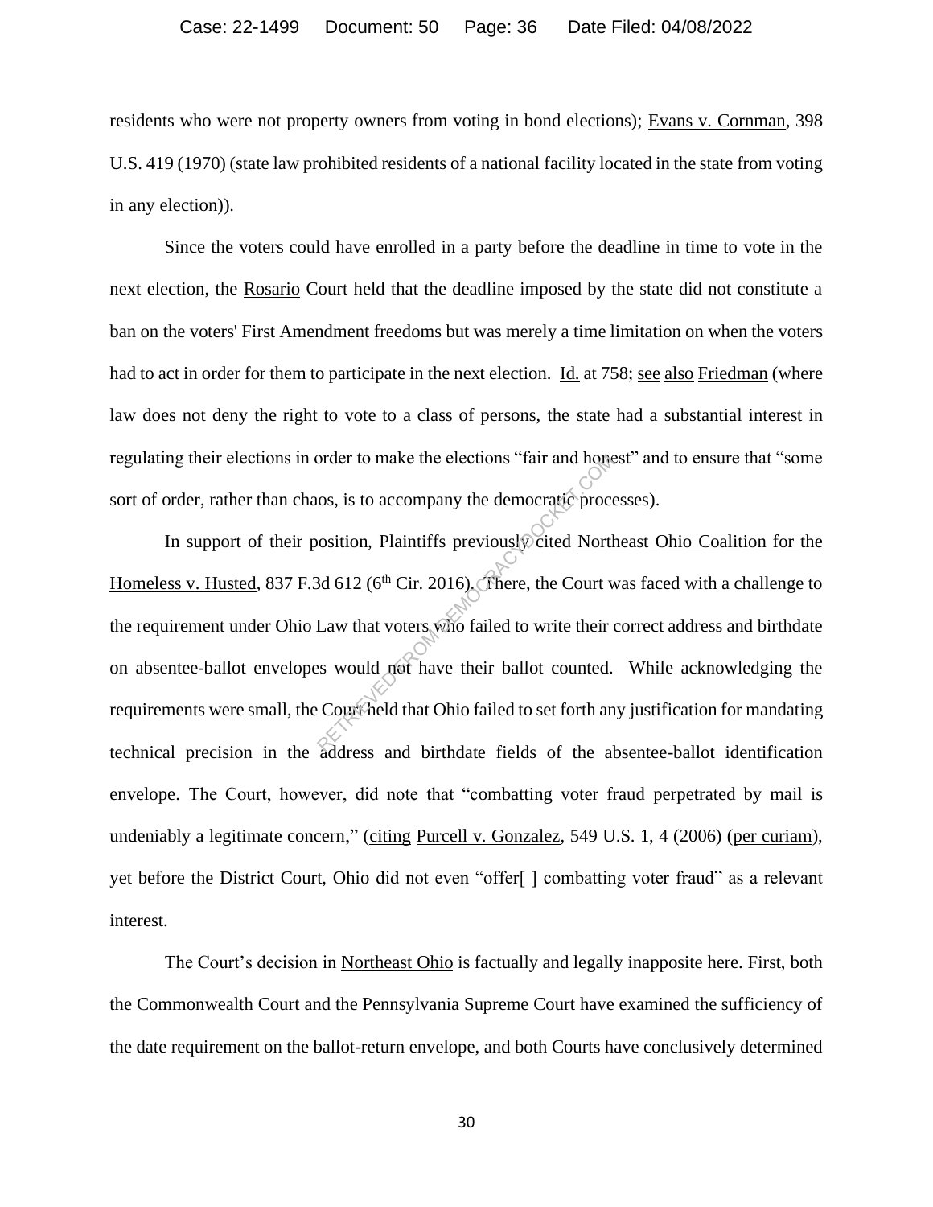residents who were not property owners from voting in bond elections); Evans v. Cornman, 398 U.S. 419 (1970) (state law prohibited residents of a national facility located in the state from voting in any election)).

Since the voters could have enrolled in a party before the deadline in time to vote in the next election, the Rosario Court held that the deadline imposed by the state did not constitute a ban on the voters' First Amendment freedoms but was merely a time limitation on when the voters had to act in order for them to participate in the next election. Id. at 758; see also Friedman (where law does not deny the right to vote to a class of persons, the state had a substantial interest in regulating their elections in order to make the elections "fair and honest" and to ensure that "some sort of order, rather than chaos, is to accompany the democratic processes).

In support of their position, Plaintiffs previously cited Northeast Ohio Coalition for the Homeless v. Husted, 837 F.3d 612 (6th Cir. 2016). There, the Court was faced with a challenge to the requirement under Ohio Law that voters who failed to write their correct address and birthdate on absentee-ballot envelopes would not have their ballot counted. While acknowledging the requirements were small, the Court held that Ohio failed to set forth any justification for mandating technical precision in the address and birthdate fields of the absentee-ballot identification envelope. The Court, however, did note that "combatting voter fraud perpetrated by mail is undeniably a legitimate concern," (citing Purcell v. Gonzalez, 549 U.S. 1, 4 (2006) (per curiam), yet before the District Court, Ohio did not even "offer[ ] combatting voter fraud" as a relevant interest.

The Court's decision in Northeast Ohio is factually and legally inapposite here. First, both the Commonwealth Court and the Pennsylvania Supreme Court have examined the sufficiency of the date requirement on the ballot-return envelope, and both Courts have conclusively determined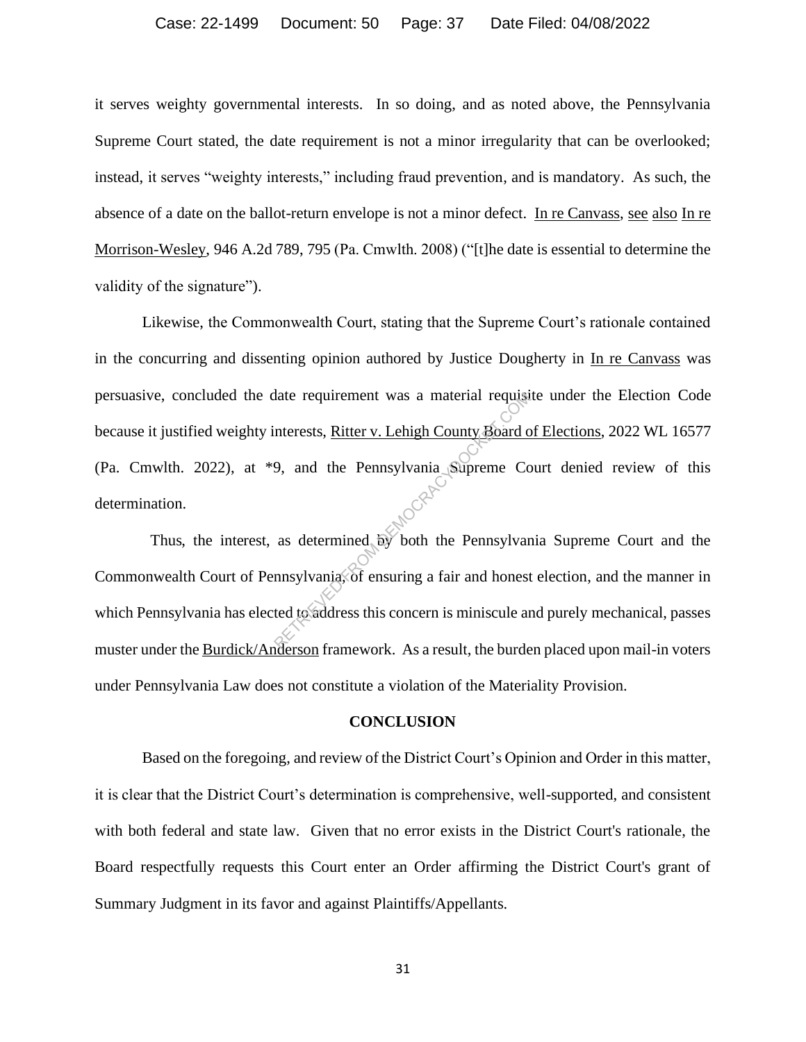it serves weighty governmental interests. In so doing, and as noted above, the Pennsylvania Supreme Court stated, the date requirement is not a minor irregularity that can be overlooked; instead, it serves "weighty interests," including fraud prevention, and is mandatory. As such, the absence of a date on the ballot-return envelope is not a minor defect. In re Canvass, see also In re Morrison-Wesley, 946 A.2d 789, 795 (Pa. Cmwlth. 2008) ("[t]he date is essential to determine the validity of the signature").

Likewise, the Commonwealth Court, stating that the Supreme Court's rationale contained in the concurring and dissenting opinion authored by Justice Dougherty in In re Canvass was persuasive, concluded the date requirement was a material requisite under the Election Code because it justified weighty interests, Ritter v. Lehigh County Board of Elections, 2022 WL 16577 (Pa. Cmwlth. 2022), at *9, and the Pennsylvania Supreme Court denied review of this determination.

Thus, the interest, as determined by both the Pennsylvania Supreme Court and the Commonwealth Court of Pennsylvania, of ensuring a fair and honest election, and the manner in which Pennsylvania has elected to address this concern is miniscule and purely mechanical, passes muster under the Burdick/Anderson framework. As a result, the burden placed upon mail-in voters under Pennsylvania Law does not constitute a violation of the Materiality Provision.

**CONCLUSION**

Based on the foregoing, and review of the District Court's Opinion and Order in this matter, it is clear that the District Court's determination is comprehensive, well-supported, and consistent with both federal and state law. Given that no error exists in the District Court's rationale, the Board respectfully requests this Court enter an Order affirming the District Court's grant of Summary Judgment in its favor and against Plaintiffs/Appellants.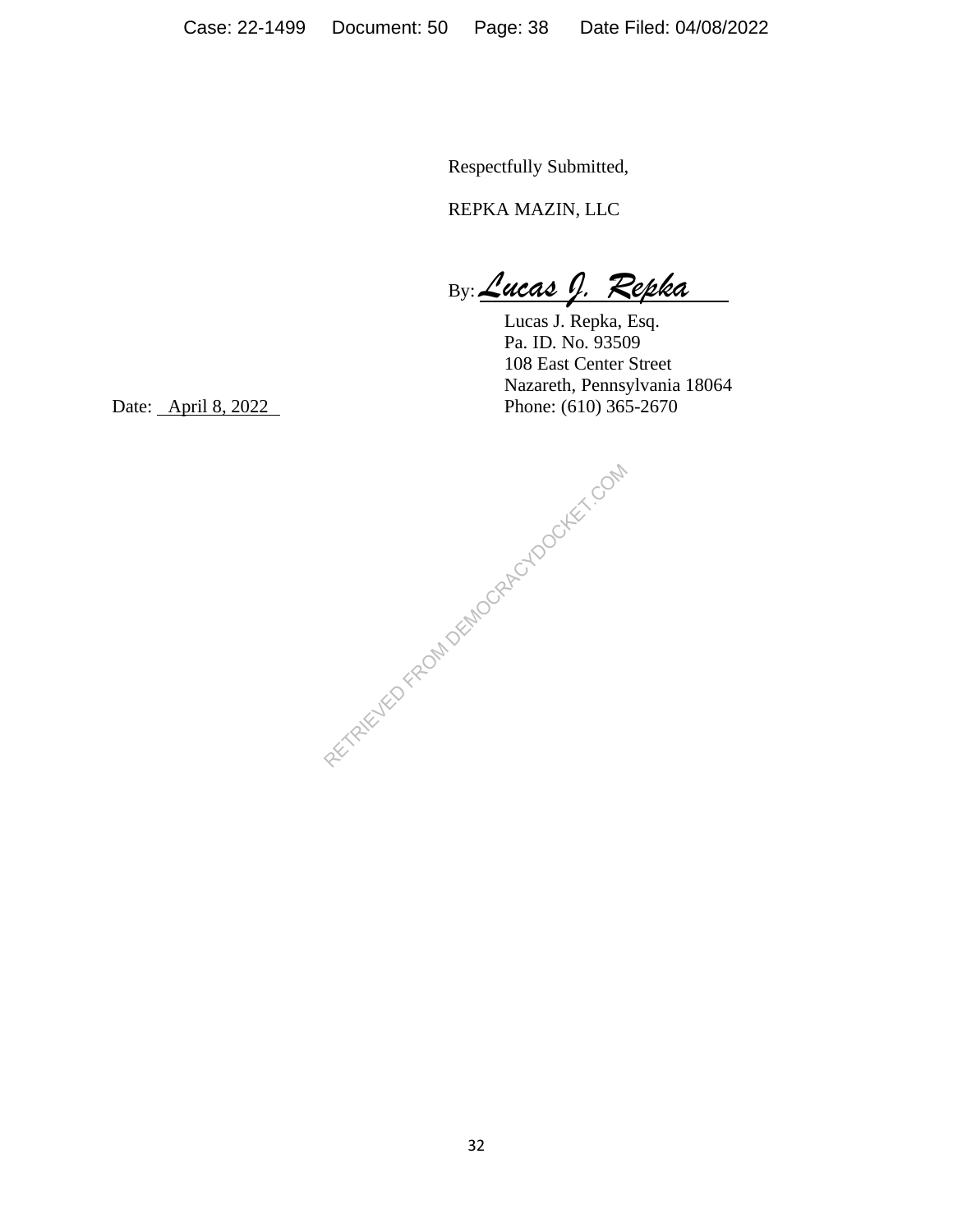Respectfully Submitted,

REPKA MAZIN, LLC

By: *Lucas J. Repka*

Lucas J. Repka, Esq.
Pa. ID. No. 93509
108 East Center Street
Nazareth, Pennsylvania 18064
Phone: (610) 365-2670

Date: April 8, 2022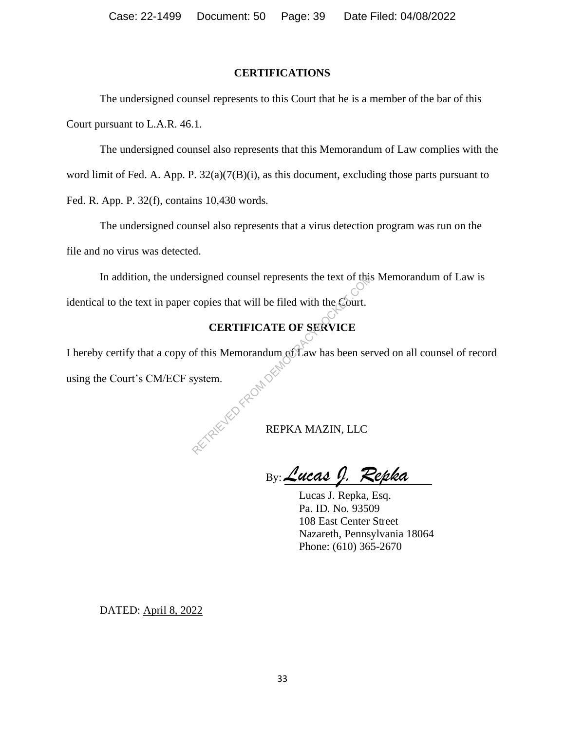## CERTIFICATIONS

The undersigned counsel represents to this Court that he is a member of the bar of this Court pursuant to L.A.R. 46.1.

The undersigned counsel also represents that this Memorandum of Law complies with the word limit of Fed. A. App. P. 32(a)(7(B)(i), as this document, excluding those parts pursuant to Fed. R. App. P. 32(f), contains 10,430 words.

The undersigned counsel also represents that a virus detection program was run on the file and no virus was detected.

In addition, the undersigned counsel represents the text of this Memorandum of Law is identical to the text in paper copies that will be filed with the Court.

## CERTIFICATE OF SERVICE

I hereby certify that a copy of this Memorandum of Law has been served on all counsel of record using the Court's CM/ECF system.

REPKA MAZIN, LLC

By: *Lucas J. Repka*

Lucas J. Repka, Esq.
Pa. ID. No. 93509
108 East Center Street
Nazareth, Pennsylvania 18064
Phone: (610) 365-2670

DATED: April 8, 2022